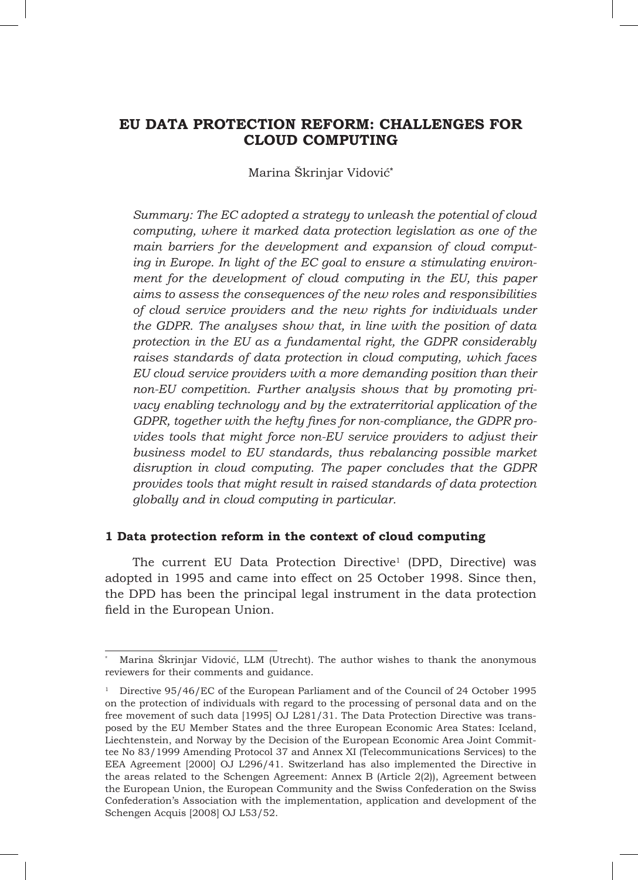# EU DATA PROTECTION REFORM: CHALLENGES FOR CLOUD COMPUTING

Marina Škrinjar Vidović*

*Summary: The EC adopted a strategy to unleash the potential of cloud computing, where it marked data protection legislation as one of the main barriers for the development and expansion of cloud computing in Europe. In light of the EC goal to ensure a stimulating environment for the development of cloud computing in the EU, this paper aims to assess the consequences of the new roles and responsibilities of cloud service providers and the new rights for individuals under the GDPR. The analyses show that, in line with the position of data protection in the EU as a fundamental right, the GDPR considerably raises standards of data protection in cloud computing, which faces EU cloud service providers with a more demanding position than their non-EU competition. Further analysis shows that by promoting privacy enabling technology and by the extraterritorial application of the GDPR, together with the hefty fines for non-compliance, the GDPR provides tools that might force non-EU service providers to adjust their business model to EU standards, thus rebalancing possible market disruption in cloud computing. The paper concludes that the GDPR provides tools that might result in raised standards of data protection globally and in cloud computing in particular.*

## 1 Data protection reform in the context of cloud computing

The current EU Data Protection Directive[1] (DPD, Directive) was adopted in 1995 and came into effect on 25 October 1998. Since then, the DPD has been the principal legal instrument in the data protection field in the European Union.

---

\* Marina Škrinjar Vidović, LLM (Utrecht). The author wishes to thank the anonymous reviewers for their comments and guidance.

[1] Directive 95/46/EC of the European Parliament and of the Council of 24 October 1995 on the protection of individuals with regard to the processing of personal data and on the free movement of such data [1995] OJ L281/31. The Data Protection Directive was transposed by the EU Member States and the three European Economic Area States: Iceland, Liechtenstein, and Norway by the Decision of the European Economic Area Joint Committee No 83/1999 Amending Protocol 37 and Annex XI (Telecommunications Services) to the EEA Agreement [2000] OJ L296/41. Switzerland has also implemented the Directive in the areas related to the Schengen Agreement: Annex B (Article 2(2)), Agreement between the European Union, the European Community and the Swiss Confederation on the Swiss Confederation's Association with the implementation, application and development of the Schengen Acquis [2008] OJ L53/52.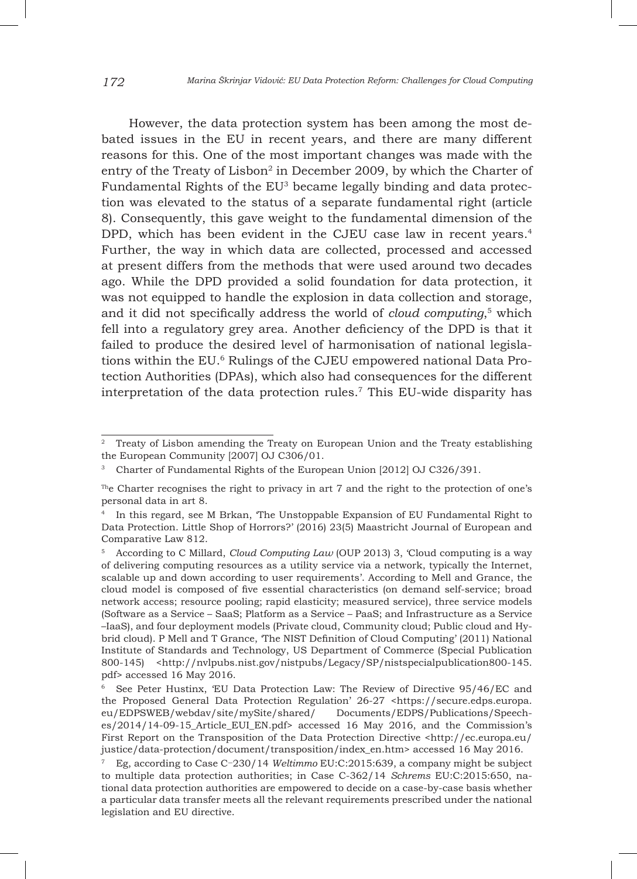However, the data protection system has been among the most debated issues in the EU in recent years, and there are many different reasons for this. One of the most important changes was made with the entry of the Treaty of Lisbon[2] in December 2009, by which the Charter of Fundamental Rights of the EU[3] became legally binding and data protection was elevated to the status of a separate fundamental right (article 8). Consequently, this gave weight to the fundamental dimension of the DPD, which has been evident in the CJEU case law in recent years.[4] Further, the way in which data are collected, processed and accessed at present differs from the methods that were used around two decades ago. While the DPD provided a solid foundation for data protection, it was not equipped to handle the explosion in data collection and storage, and it did not specifically address the world of *cloud computing*,[5] which fell into a regulatory grey area. Another deficiency of the DPD is that it failed to produce the desired level of harmonisation of national legislations within the EU.[6] Rulings of the CJEU empowered national Data Protection Authorities (DPAs), which also had consequences for the different interpretation of the data protection rules.[7] This EU-wide disparity has

---

[2] Treaty of Lisbon amending the Treaty on European Union and the Treaty establishing the European Community [2007] OJ C306/01.

[3] Charter of Fundamental Rights of the European Union [2012] OJ C326/391.

The Charter recognises the right to privacy in art 7 and the right to the protection of one's personal data in art 8.

[4] In this regard, see M Brkan, 'The Unstoppable Expansion of EU Fundamental Right to Data Protection. Little Shop of Horrors?' (2016) 23(5) Maastricht Journal of European and Comparative Law 812.

[5] According to C Millard, *Cloud Computing Law* (OUP 2013) 3, 'Cloud computing is a way of delivering computing resources as a utility service via a network, typically the Internet, scalable up and down according to user requirements'. According to Mell and Grance, the cloud model is composed of five essential characteristics (on demand self-service; broad network access; resource pooling; rapid elasticity; measured service), three service models (Software as a Service – SaaS; Platform as a Service – PaaS; and Infrastructure as a Service –IaaS), and four deployment models (Private cloud, Community cloud; Public cloud and Hybrid cloud). P Mell and T Grance, 'The NIST Definition of Cloud Computing' (2011) National Institute of Standards and Technology, US Department of Commerce (Special Publication 800-145) <http://nvlpubs.nist.gov/nistpubs/Legacy/SP/nistspecialpublication800-145.pdf> accessed 16 May 2016.

[6] See Peter Hustinx, 'EU Data Protection Law: The Review of Directive 95/46/EC and the Proposed General Data Protection Regulation' 26-27 <https://secure.edps.europa.eu/EDPSWEB/webdav/site/mySite/shared/ Documents/EDPS/Publications/Speeches/2014/14-09-15_Article_EUI_EN.pdf> accessed 16 May 2016, and the Commission's First Report on the Transposition of the Data Protection Directive <http://ec.europa.eu/justice/data-protection/document/transposition/index_en.htm> accessed 16 May 2016.

[7] Eg, according to Case C–230/14 *Weltimmo* EU:C:2015:639, a company might be subject to multiple data protection authorities; in Case C-362/14 *Schrems* EU:C:2015:650, national data protection authorities are empowered to decide on a case-by-case basis whether a particular data transfer meets all the relevant requirements prescribed under the national legislation and EU directive.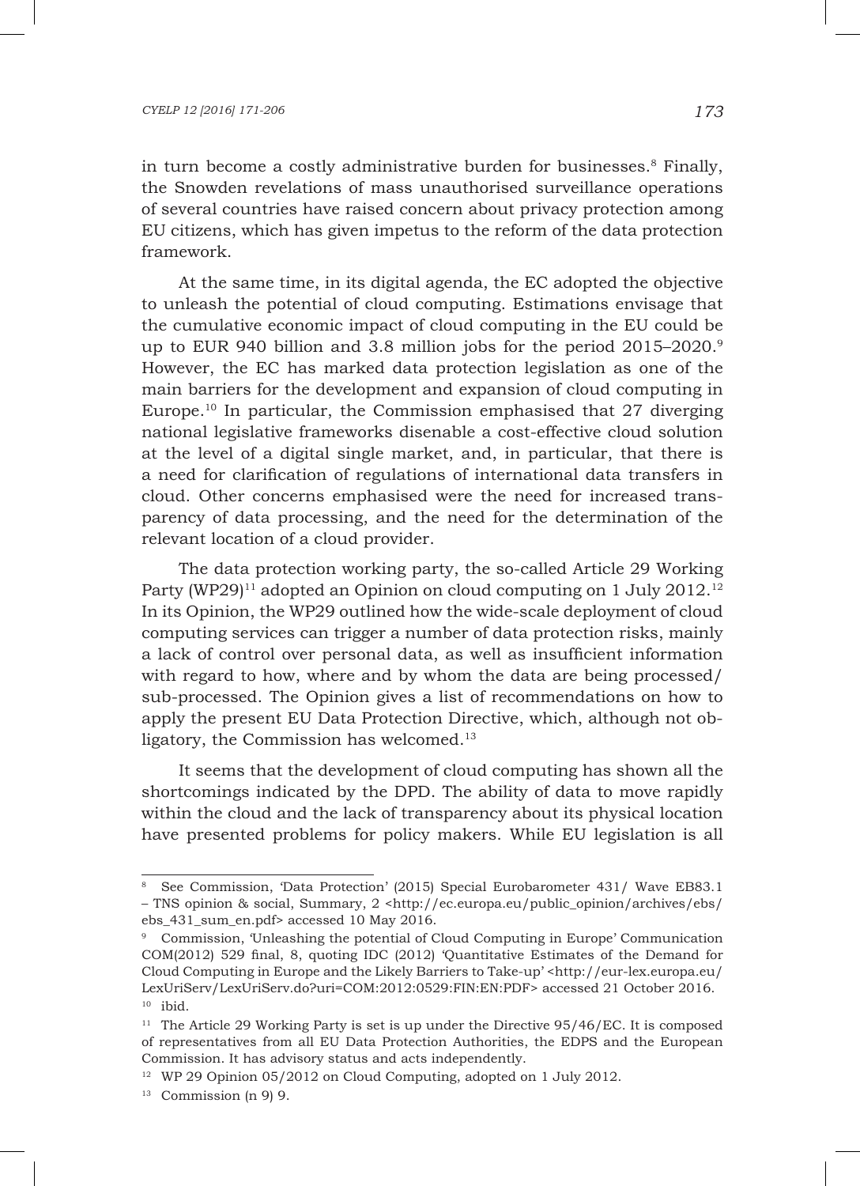in turn become a costly administrative burden for businesses.[8] Finally, the Snowden revelations of mass unauthorised surveillance operations of several countries have raised concern about privacy protection among EU citizens, which has given impetus to the reform of the data protection framework.

At the same time, in its digital agenda, the EC adopted the objective to unleash the potential of cloud computing. Estimations envisage that the cumulative economic impact of cloud computing in the EU could be up to EUR 940 billion and 3.8 million jobs for the period 2015–2020.[9] However, the EC has marked data protection legislation as one of the main barriers for the development and expansion of cloud computing in Europe.[10] In particular, the Commission emphasised that 27 diverging national legislative frameworks disenable a cost-effective cloud solution at the level of a digital single market, and, in particular, that there is a need for clarification of regulations of international data transfers in cloud. Other concerns emphasised were the need for increased transparency of data processing, and the need for the determination of the relevant location of a cloud provider.

The data protection working party, the so-called Article 29 Working Party (WP29)[11] adopted an Opinion on cloud computing on 1 July 2012.[12] In its Opinion, the WP29 outlined how the wide-scale deployment of cloud computing services can trigger a number of data protection risks, mainly a lack of control over personal data, as well as insufficient information with regard to how, where and by whom the data are being processed/sub-processed. The Opinion gives a list of recommendations on how to apply the present EU Data Protection Directive, which, although not obligatory, the Commission has welcomed.[13]

It seems that the development of cloud computing has shown all the shortcomings indicated by the DPD. The ability of data to move rapidly within the cloud and the lack of transparency about its physical location have presented problems for policy makers. While EU legislation is all

---

[8] See Commission, 'Data Protection' (2015) Special Eurobarometer 431/ Wave EB83.1 – TNS opinion & social, Summary, 2 <http://ec.europa.eu/public_opinion/archives/ebs/ebs_431_sum_en.pdf> accessed 10 May 2016.

[9] Commission, 'Unleashing the potential of Cloud Computing in Europe' Communication COM(2012) 529 final, 8, quoting IDC (2012) 'Quantitative Estimates of the Demand for Cloud Computing in Europe and the Likely Barriers to Take-up' <http://eur-lex.europa.eu/LexUriServ/LexUriServ.do?uri=COM:2012:0529:FIN:EN:PDF> accessed 21 October 2016.

[10] ibid.

[11] The Article 29 Working Party is set is up under the Directive 95/46/EC. It is composed of representatives from all EU Data Protection Authorities, the EDPS and the European Commission. It has advisory status and acts independently.

[12] WP 29 Opinion 05/2012 on Cloud Computing, adopted on 1 July 2012.

[13] Commission (n 9) 9.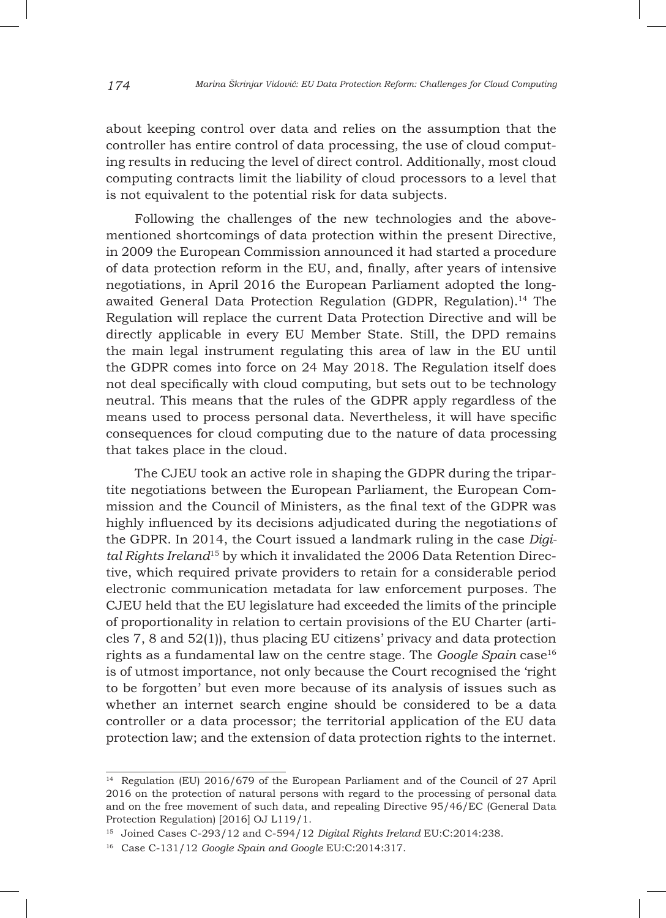about keeping control over data and relies on the assumption that the controller has entire control of data processing, the use of cloud computing results in reducing the level of direct control. Additionally, most cloud computing contracts limit the liability of cloud processors to a level that is not equivalent to the potential risk for data subjects.

Following the challenges of the new technologies and the above-mentioned shortcomings of data protection within the present Directive, in 2009 the European Commission announced it had started a procedure of data protection reform in the EU, and, finally, after years of intensive negotiations, in April 2016 the European Parliament adopted the long-awaited General Data Protection Regulation (GDPR, Regulation).[14] The Regulation will replace the current Data Protection Directive and will be directly applicable in every EU Member State. Still, the DPD remains the main legal instrument regulating this area of law in the EU until the GDPR comes into force on 24 May 2018. The Regulation itself does not deal specifically with cloud computing, but sets out to be technology neutral. This means that the rules of the GDPR apply regardless of the means used to process personal data. Nevertheless, it will have specific consequences for cloud computing due to the nature of data processing that takes place in the cloud.

The CJEU took an active role in shaping the GDPR during the tripartite negotiations between the European Parliament, the European Commission and the Council of Ministers, as the final text of the GDPR was highly influenced by its decisions adjudicated during the negotiations of the GDPR. In 2014, the Court issued a landmark ruling in the case *Digital Rights Ireland*[15] by which it invalidated the 2006 Data Retention Directive, which required private providers to retain for a considerable period electronic communication metadata for law enforcement purposes. The CJEU held that the EU legislature had exceeded the limits of the principle of proportionality in relation to certain provisions of the EU Charter (articles 7, 8 and 52(1)), thus placing EU citizens' privacy and data protection rights as a fundamental law on the centre stage. The *Google Spain* case[16] is of utmost importance, not only because the Court recognised the 'right to be forgotten' but even more because of its analysis of issues such as whether an internet search engine should be considered to be a data controller or a data processor; the territorial application of the EU data protection law; and the extension of data protection rights to the internet.

---

[14] Regulation (EU) 2016/679 of the European Parliament and of the Council of 27 April 2016 on the protection of natural persons with regard to the processing of personal data and on the free movement of such data, and repealing Directive 95/46/EC (General Data Protection Regulation) [2016] OJ L119/1.

[15] Joined Cases C-293/12 and C-594/12 *Digital Rights Ireland* EU:C:2014:238.

[16] Case C-131/12 *Google Spain and Google* EU:C:2014:317.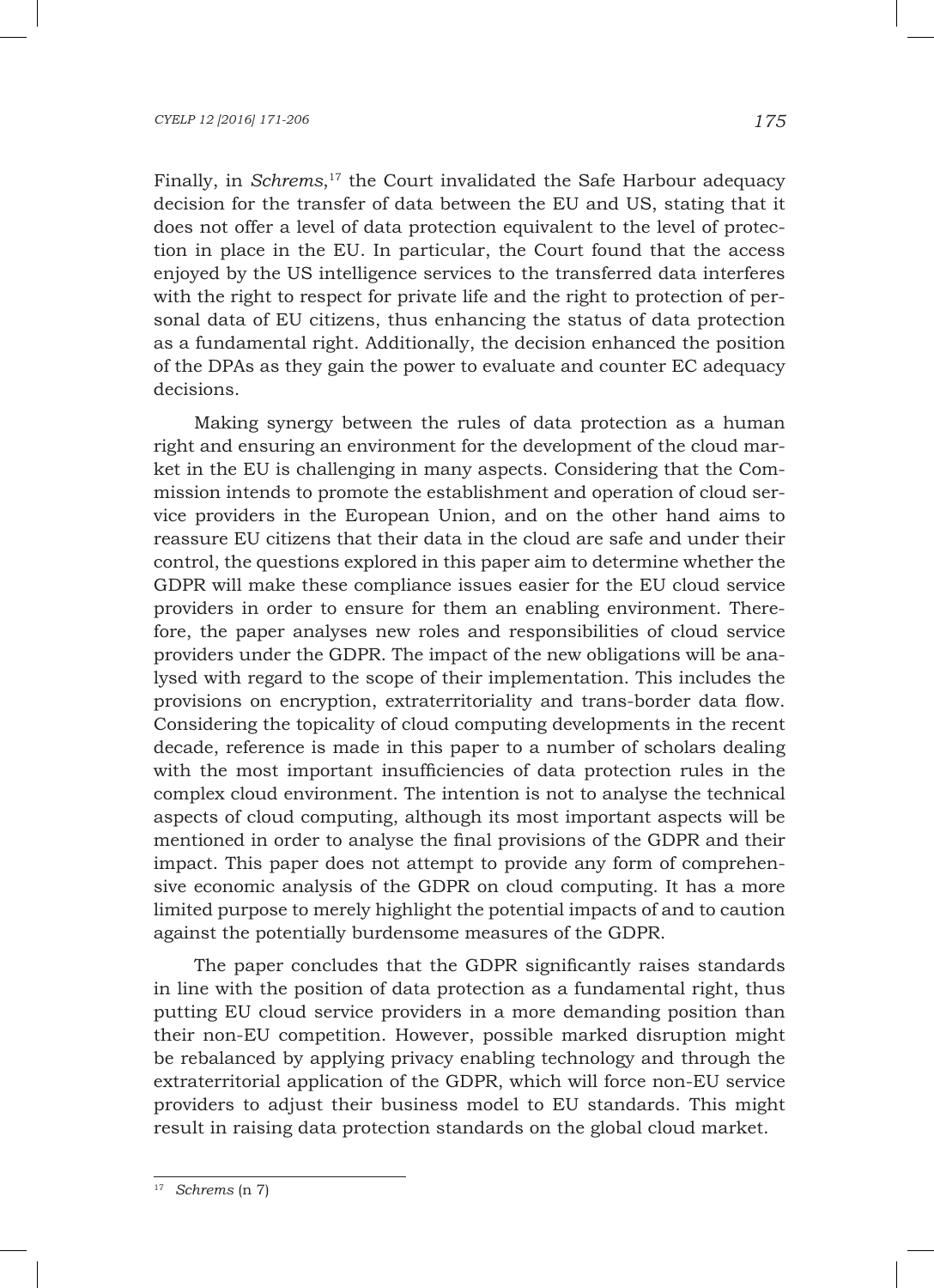Finally, in *Schrems*,[17] the Court invalidated the Safe Harbour adequacy decision for the transfer of data between the EU and US, stating that it does not offer a level of data protection equivalent to the level of protection in place in the EU. In particular, the Court found that the access enjoyed by the US intelligence services to the transferred data interferes with the right to respect for private life and the right to protection of personal data of EU citizens, thus enhancing the status of data protection as a fundamental right. Additionally, the decision enhanced the position of the DPAs as they gain the power to evaluate and counter EC adequacy decisions.

Making synergy between the rules of data protection as a human right and ensuring an environment for the development of the cloud market in the EU is challenging in many aspects. Considering that the Commission intends to promote the establishment and operation of cloud service providers in the European Union, and on the other hand aims to reassure EU citizens that their data in the cloud are safe and under their control, the questions explored in this paper aim to determine whether the GDPR will make these compliance issues easier for the EU cloud service providers in order to ensure for them an enabling environment. Therefore, the paper analyses new roles and responsibilities of cloud service providers under the GDPR. The impact of the new obligations will be analysed with regard to the scope of their implementation. This includes the provisions on encryption, extraterritoriality and trans-border data flow. Considering the topicality of cloud computing developments in the recent decade, reference is made in this paper to a number of scholars dealing with the most important insufficiencies of data protection rules in the complex cloud environment. The intention is not to analyse the technical aspects of cloud computing, although its most important aspects will be mentioned in order to analyse the final provisions of the GDPR and their impact. This paper does not attempt to provide any form of comprehensive economic analysis of the GDPR on cloud computing. It has a more limited purpose to merely highlight the potential impacts of and to caution against the potentially burdensome measures of the GDPR.

The paper concludes that the GDPR significantly raises standards in line with the position of data protection as a fundamental right, thus putting EU cloud service providers in a more demanding position than their non-EU competition. However, possible marked disruption might be rebalanced by applying privacy enabling technology and through the extraterritorial application of the GDPR, which will force non-EU service providers to adjust their business model to EU standards. This might result in raising data protection standards on the global cloud market.

---

[17] *Schrems* (n 7)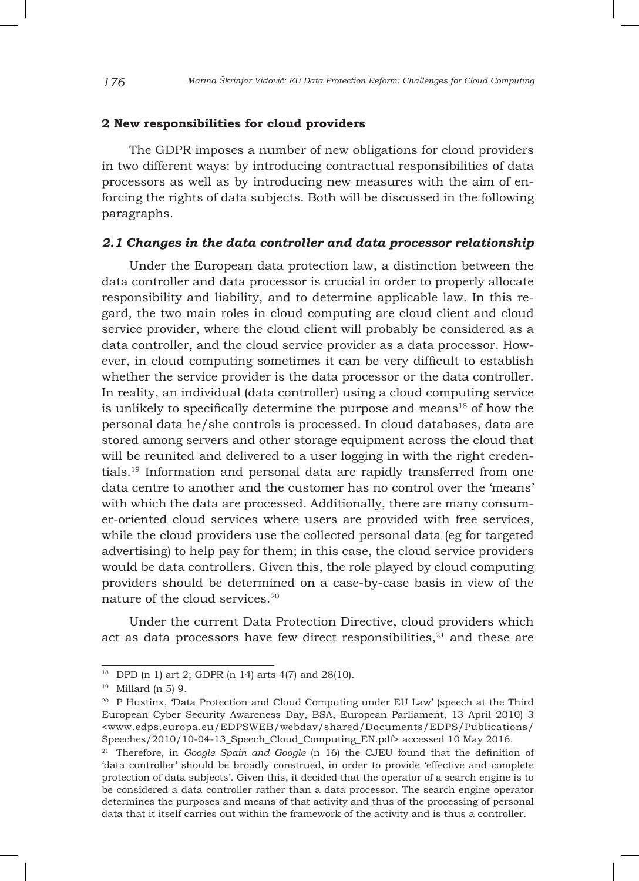## 2 New responsibilities for cloud providers

The GDPR imposes a number of new obligations for cloud providers in two different ways: by introducing contractual responsibilities of data processors as well as by introducing new measures with the aim of enforcing the rights of data subjects. Both will be discussed in the following paragraphs.

### *2.1 Changes in the data controller and data processor relationship*

Under the European data protection law, a distinction between the data controller and data processor is crucial in order to properly allocate responsibility and liability, and to determine applicable law. In this regard, the two main roles in cloud computing are cloud client and cloud service provider, where the cloud client will probably be considered as a data controller, and the cloud service provider as a data processor. However, in cloud computing sometimes it can be very difficult to establish whether the service provider is the data processor or the data controller. In reality, an individual (data controller) using a cloud computing service is unlikely to specifically determine the purpose and means[18] of how the personal data he/she controls is processed. In cloud databases, data are stored among servers and other storage equipment across the cloud that will be reunited and delivered to a user logging in with the right credentials.[19] Information and personal data are rapidly transferred from one data centre to another and the customer has no control over the 'means' with which the data are processed. Additionally, there are many consumer-oriented cloud services where users are provided with free services, while the cloud providers use the collected personal data (eg for targeted advertising) to help pay for them; in this case, the cloud service providers would be data controllers. Given this, the role played by cloud computing providers should be determined on a case-by-case basis in view of the nature of the cloud services.[20]

Under the current Data Protection Directive, cloud providers which act as data processors have few direct responsibilities,[21] and these are

---

[18] DPD (n 1) art 2; GDPR (n 14) arts 4(7) and 28(10).

[19] Millard (n 5) 9.

[20] P Hustinx, 'Data Protection and Cloud Computing under EU Law' (speech at the Third European Cyber Security Awareness Day, BSA, European Parliament, 13 April 2010) 3 <www.edps.europa.eu/EDPSWEB/webdav/shared/Documents/EDPS/Publications/Speeches/2010/10-04-13_Speech_Cloud_Computing_EN.pdf> accessed 10 May 2016.

[21] Therefore, in *Google Spain and Google* (n 16) the CJEU found that the definition of 'data controller' should be broadly construed, in order to provide 'effective and complete protection of data subjects'. Given this, it decided that the operator of a search engine is to be considered a data controller rather than a data processor. The search engine operator determines the purposes and means of that activity and thus of the processing of personal data that it itself carries out within the framework of the activity and is thus a controller.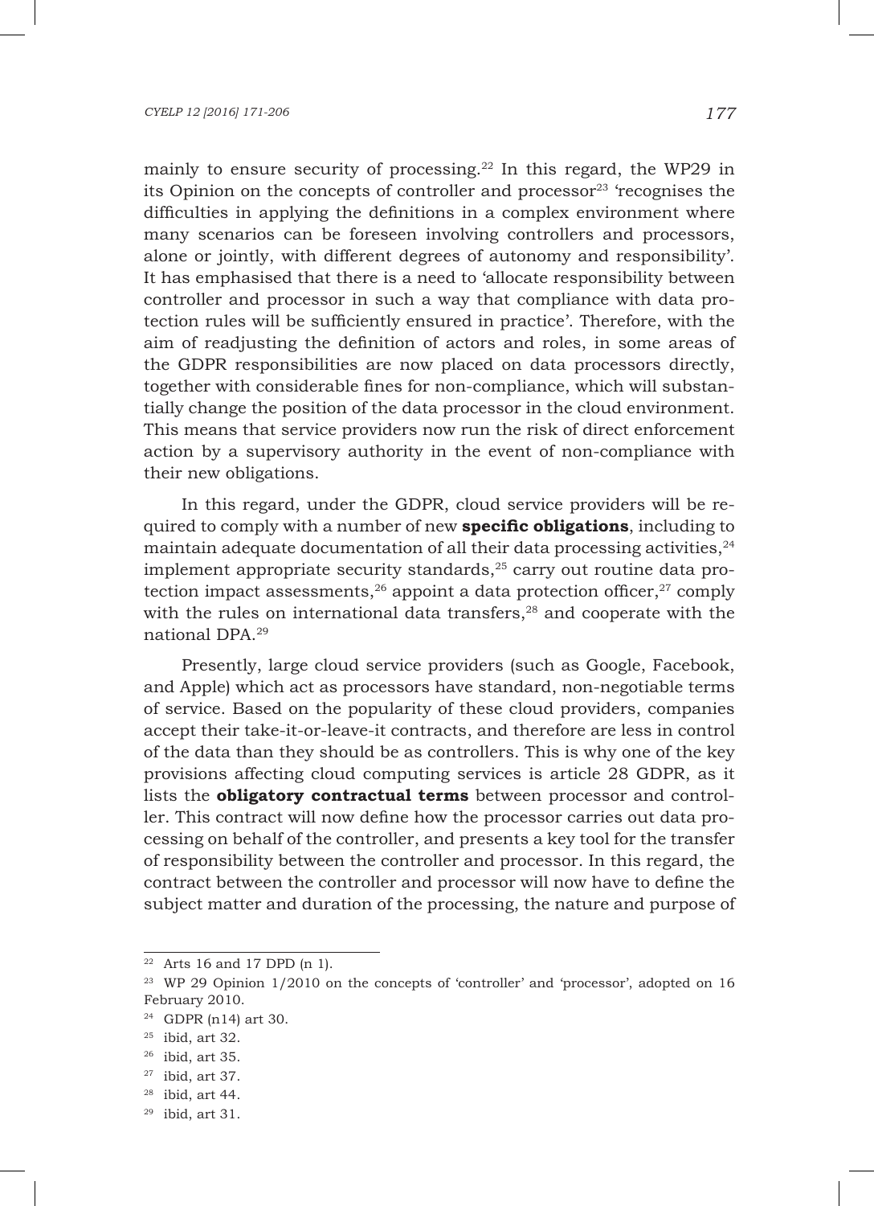mainly to ensure security of processing.[22] In this regard, the WP29 in its Opinion on the concepts of controller and processor[23] 'recognises the difficulties in applying the definitions in a complex environment where many scenarios can be foreseen involving controllers and processors, alone or jointly, with different degrees of autonomy and responsibility'. It has emphasised that there is a need to 'allocate responsibility between controller and processor in such a way that compliance with data protection rules will be sufficiently ensured in practice'. Therefore, with the aim of readjusting the definition of actors and roles, in some areas of the GDPR responsibilities are now placed on data processors directly, together with considerable fines for non-compliance, which will substantially change the position of the data processor in the cloud environment. This means that service providers now run the risk of direct enforcement action by a supervisory authority in the event of non-compliance with their new obligations.

In this regard, under the GDPR, cloud service providers will be required to comply with a number of new **specific obligations**, including to maintain adequate documentation of all their data processing activities,[24] implement appropriate security standards,[25] carry out routine data protection impact assessments,[26] appoint a data protection officer,[27] comply with the rules on international data transfers,[28] and cooperate with the national DPA.[29]

Presently, large cloud service providers (such as Google, Facebook, and Apple) which act as processors have standard, non-negotiable terms of service. Based on the popularity of these cloud providers, companies accept their take-it-or-leave-it contracts, and therefore are less in control of the data than they should be as controllers. This is why one of the key provisions affecting cloud computing services is article 28 GDPR, as it lists the **obligatory contractual terms** between processor and controller. This contract will now define how the processor carries out data processing on behalf of the controller, and presents a key tool for the transfer of responsibility between the controller and processor. In this regard, the contract between the controller and processor will now have to define the subject matter and duration of the processing, the nature and purpose of

---

[22] Arts 16 and 17 DPD (n 1).

[23] WP 29 Opinion 1/2010 on the concepts of 'controller' and 'processor', adopted on 16 February 2010.

[24] GDPR (n14) art 30.

[25] ibid, art 32.

[26] ibid, art 35.

[27] ibid, art 37.

[28] ibid, art 44.

[29] ibid, art 31.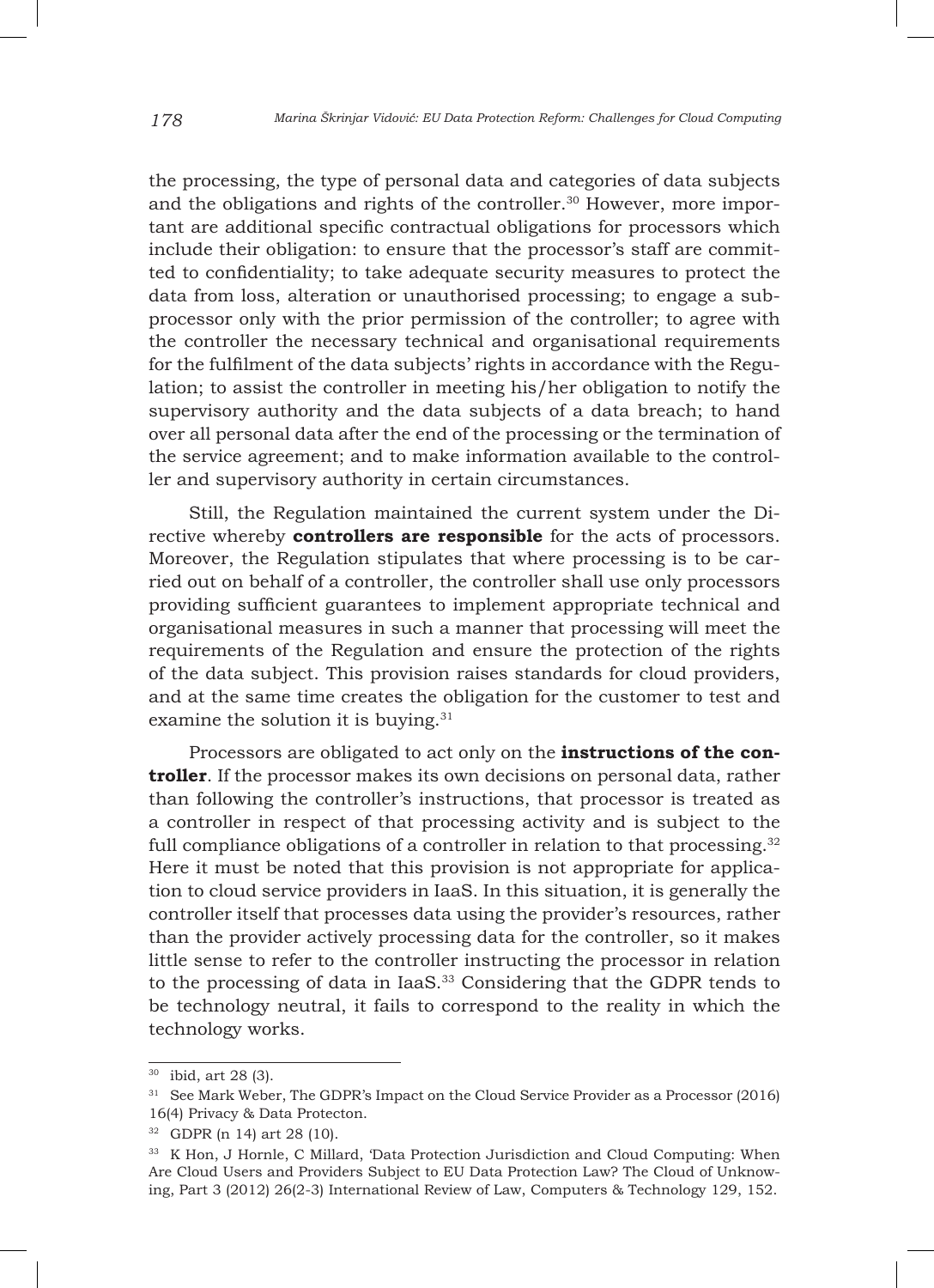the processing, the type of personal data and categories of data subjects and the obligations and rights of the controller.[30] However, more important are additional specific contractual obligations for processors which include their obligation: to ensure that the processor's staff are committed to confidentiality; to take adequate security measures to protect the data from loss, alteration or unauthorised processing; to engage a subprocessor only with the prior permission of the controller; to agree with the controller the necessary technical and organisational requirements for the fulfilment of the data subjects' rights in accordance with the Regulation; to assist the controller in meeting his/her obligation to notify the supervisory authority and the data subjects of a data breach; to hand over all personal data after the end of the processing or the termination of the service agreement; and to make information available to the controller and supervisory authority in certain circumstances.

Still, the Regulation maintained the current system under the Directive whereby **controllers are responsible** for the acts of processors. Moreover, the Regulation stipulates that where processing is to be carried out on behalf of a controller, the controller shall use only processors providing sufficient guarantees to implement appropriate technical and organisational measures in such a manner that processing will meet the requirements of the Regulation and ensure the protection of the rights of the data subject. This provision raises standards for cloud providers, and at the same time creates the obligation for the customer to test and examine the solution it is buying.[31]

Processors are obligated to act only on the **instructions of the controller**. If the processor makes its own decisions on personal data, rather than following the controller's instructions, that processor is treated as a controller in respect of that processing activity and is subject to the full compliance obligations of a controller in relation to that processing.[32] Here it must be noted that this provision is not appropriate for application to cloud service providers in IaaS. In this situation, it is generally the controller itself that processes data using the provider's resources, rather than the provider actively processing data for the controller, so it makes little sense to refer to the controller instructing the processor in relation to the processing of data in IaaS.[33] Considering that the GDPR tends to be technology neutral, it fails to correspond to the reality in which the technology works.

---

[30] ibid, art 28 (3).

[31] See Mark Weber, The GDPR's Impact on the Cloud Service Provider as a Processor (2016) 16(4) Privacy & Data Protecton.

[32] GDPR (n 14) art 28 (10).

[33] K Hon, J Hornle, C Millard, 'Data Protection Jurisdiction and Cloud Computing: When Are Cloud Users and Providers Subject to EU Data Protection Law? The Cloud of Unknowing, Part 3 (2012) 26(2-3) International Review of Law, Computers & Technology 129, 152.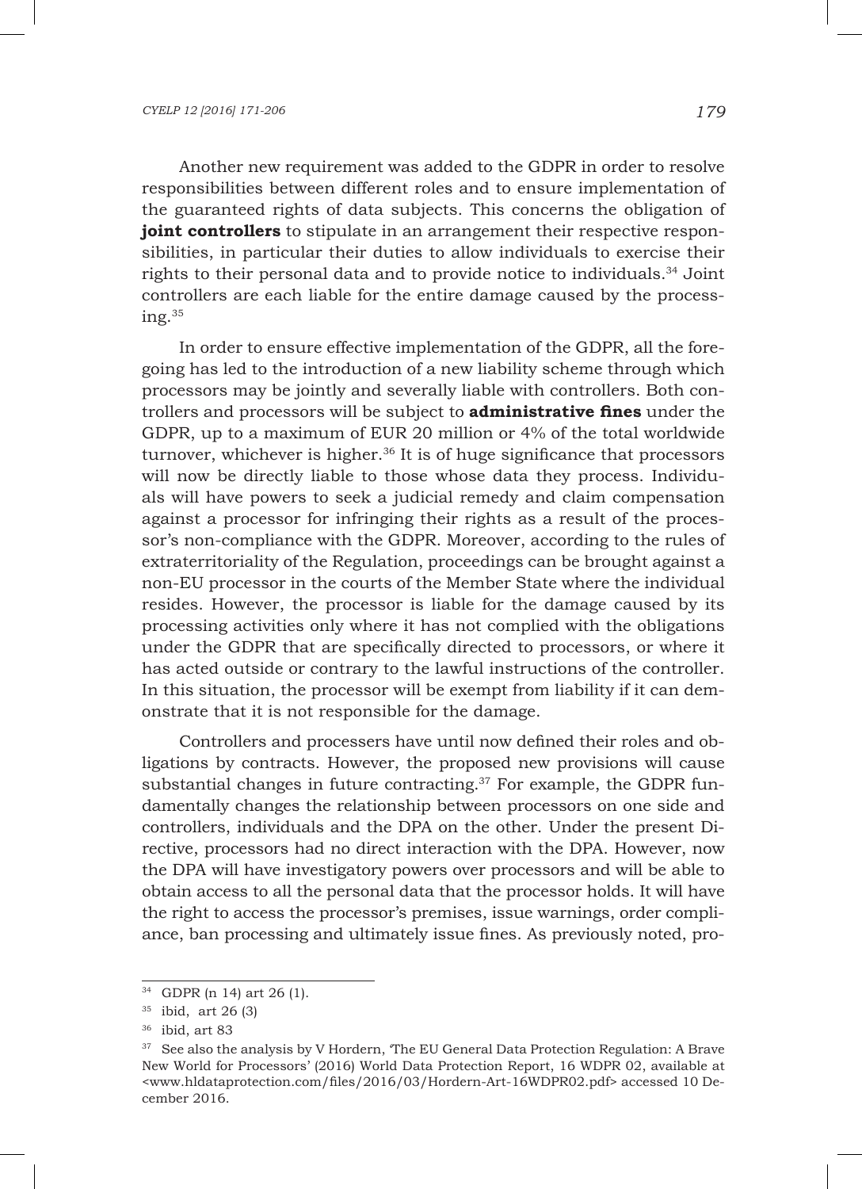Another new requirement was added to the GDPR in order to resolve responsibilities between different roles and to ensure implementation of the guaranteed rights of data subjects. This concerns the obligation of **joint controllers** to stipulate in an arrangement their respective responsibilities, in particular their duties to allow individuals to exercise their rights to their personal data and to provide notice to individuals.[34] Joint controllers are each liable for the entire damage caused by the processing.[35]

In order to ensure effective implementation of the GDPR, all the foregoing has led to the introduction of a new liability scheme through which processors may be jointly and severally liable with controllers. Both controllers and processors will be subject to **administrative fines** under the GDPR, up to a maximum of EUR 20 million or 4% of the total worldwide turnover, whichever is higher.[36] It is of huge significance that processors will now be directly liable to those whose data they process. Individuals will have powers to seek a judicial remedy and claim compensation against a processor for infringing their rights as a result of the processor's non-compliance with the GDPR. Moreover, according to the rules of extraterritoriality of the Regulation, proceedings can be brought against a non-EU processor in the courts of the Member State where the individual resides. However, the processor is liable for the damage caused by its processing activities only where it has not complied with the obligations under the GDPR that are specifically directed to processors, or where it has acted outside or contrary to the lawful instructions of the controller. In this situation, the processor will be exempt from liability if it can demonstrate that it is not responsible for the damage.

Controllers and processers have until now defined their roles and obligations by contracts. However, the proposed new provisions will cause substantial changes in future contracting.[37] For example, the GDPR fundamentally changes the relationship between processors on one side and controllers, individuals and the DPA on the other. Under the present Directive, processors had no direct interaction with the DPA. However, now the DPA will have investigatory powers over processors and will be able to obtain access to all the personal data that the processor holds. It will have the right to access the processor's premises, issue warnings, order compliance, ban processing and ultimately issue fines. As previously noted, pro-

---

[34] GDPR (n 14) art 26 (1).

[35] ibid, art 26 (3)

[36] ibid, art 83

[37] See also the analysis by V Hordern, 'The EU General Data Protection Regulation: A Brave New World for Processors' (2016) World Data Protection Report, 16 WDPR 02, available at <www.hldataprotection.com/files/2016/03/Hordern-Art-16WDPR02.pdf> accessed 10 December 2016.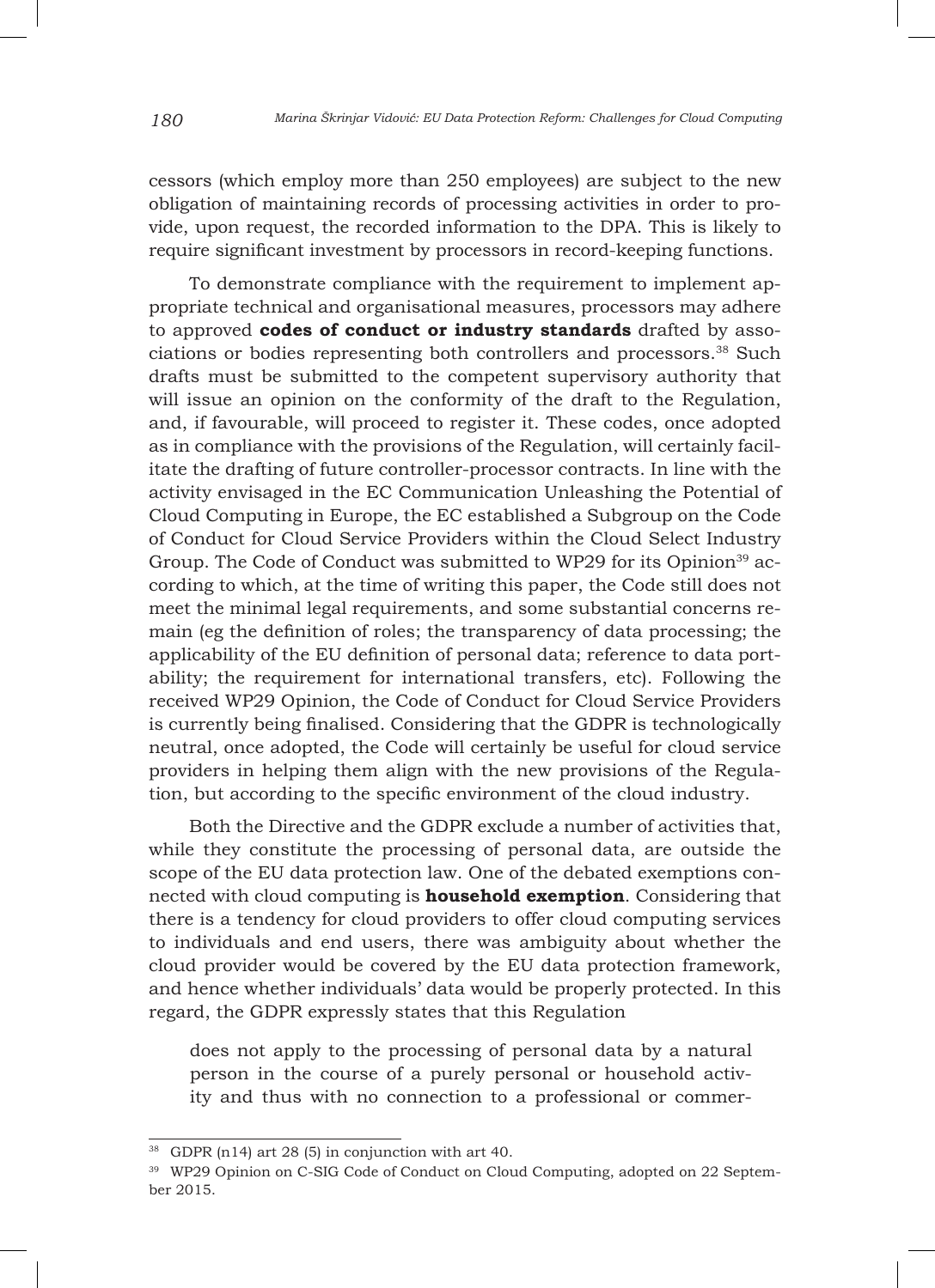cessors (which employ more than 250 employees) are subject to the new obligation of maintaining records of processing activities in order to provide, upon request, the recorded information to the DPA. This is likely to require significant investment by processors in record-keeping functions.

To demonstrate compliance with the requirement to implement appropriate technical and organisational measures, processors may adhere to approved **codes of conduct or industry standards** drafted by associations or bodies representing both controllers and processors.[38] Such drafts must be submitted to the competent supervisory authority that will issue an opinion on the conformity of the draft to the Regulation, and, if favourable, will proceed to register it. These codes, once adopted as in compliance with the provisions of the Regulation, will certainly facilitate the drafting of future controller-processor contracts. In line with the activity envisaged in the EC Communication Unleashing the Potential of Cloud Computing in Europe, the EC established a Subgroup on the Code of Conduct for Cloud Service Providers within the Cloud Select Industry Group. The Code of Conduct was submitted to WP29 for its Opinion[39] according to which, at the time of writing this paper, the Code still does not meet the minimal legal requirements, and some substantial concerns remain (eg the definition of roles; the transparency of data processing; the applicability of the EU definition of personal data; reference to data portability; the requirement for international transfers, etc). Following the received WP29 Opinion, the Code of Conduct for Cloud Service Providers is currently being finalised. Considering that the GDPR is technologically neutral, once adopted, the Code will certainly be useful for cloud service providers in helping them align with the new provisions of the Regulation, but according to the specific environment of the cloud industry.

Both the Directive and the GDPR exclude a number of activities that, while they constitute the processing of personal data, are outside the scope of the EU data protection law. One of the debated exemptions connected with cloud computing is **household exemption**. Considering that there is a tendency for cloud providers to offer cloud computing services to individuals and end users, there was ambiguity about whether the cloud provider would be covered by the EU data protection framework, and hence whether individuals' data would be properly protected. In this regard, the GDPR expressly states that this Regulation

> does not apply to the processing of personal data by a natural person in the course of a purely personal or household activity and thus with no connection to a professional or commer-

---

[38] GDPR (n14) art 28 (5) in conjunction with art 40.

[39] WP29 Opinion on C-SIG Code of Conduct on Cloud Computing, adopted on 22 September 2015.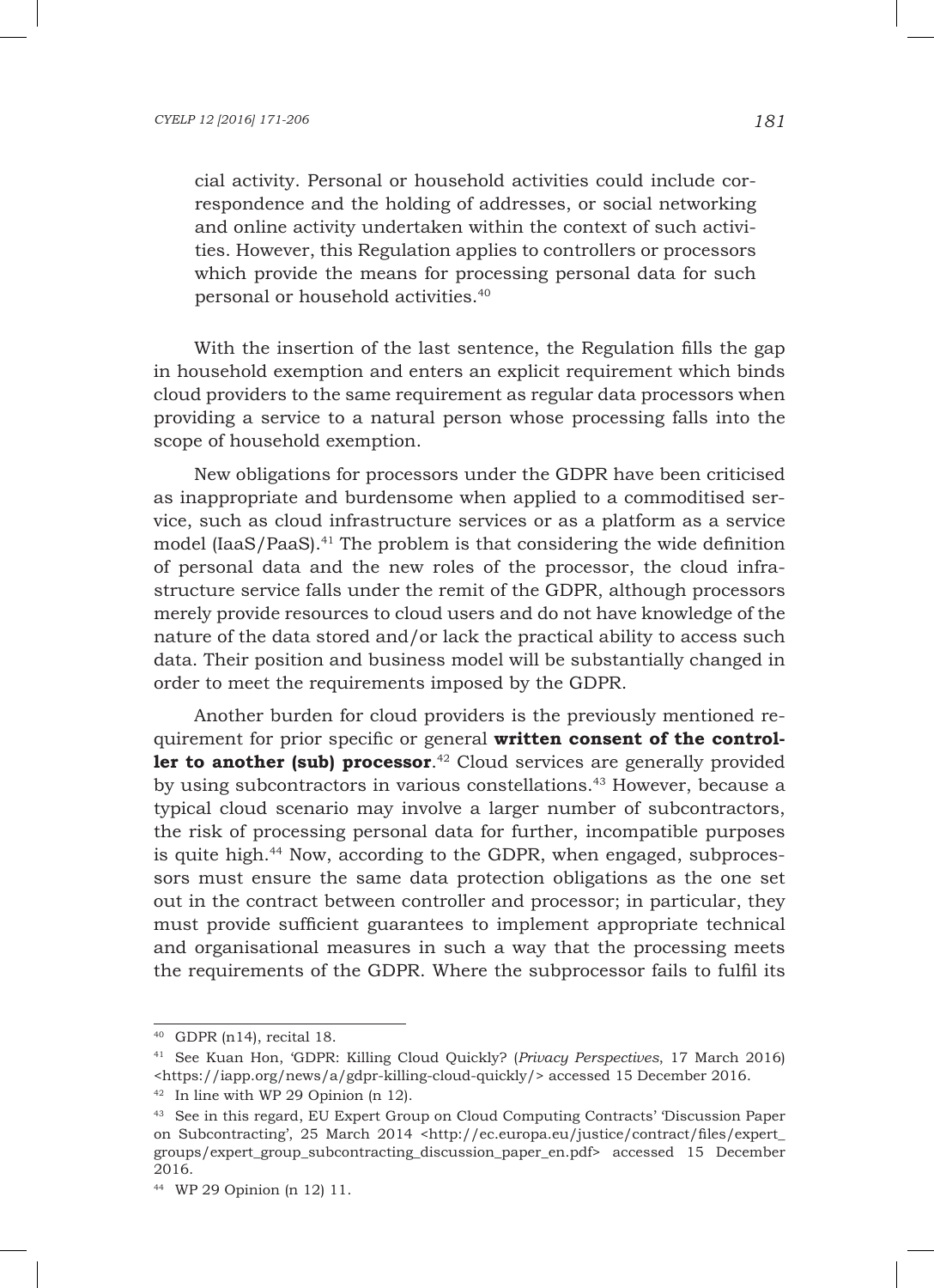cial activity. Personal or household activities could include correspondence and the holding of addresses, or social networking and online activity undertaken within the context of such activities. However, this Regulation applies to controllers or processors which provide the means for processing personal data for such personal or household activities.[40]

With the insertion of the last sentence, the Regulation fills the gap in household exemption and enters an explicit requirement which binds cloud providers to the same requirement as regular data processors when providing a service to a natural person whose processing falls into the scope of household exemption.

New obligations for processors under the GDPR have been criticised as inappropriate and burdensome when applied to a commoditised service, such as cloud infrastructure services or as a platform as a service model (IaaS/PaaS).[41] The problem is that considering the wide definition of personal data and the new roles of the processor, the cloud infrastructure service falls under the remit of the GDPR, although processors merely provide resources to cloud users and do not have knowledge of the nature of the data stored and/or lack the practical ability to access such data. Their position and business model will be substantially changed in order to meet the requirements imposed by the GDPR.

Another burden for cloud providers is the previously mentioned requirement for prior specific or general **written consent of the controller to another (sub) processor**.[42] Cloud services are generally provided by using subcontractors in various constellations.[43] However, because a typical cloud scenario may involve a larger number of subcontractors, the risk of processing personal data for further, incompatible purposes is quite high.[44] Now, according to the GDPR, when engaged, subprocessors must ensure the same data protection obligations as the one set out in the contract between controller and processor; in particular, they must provide sufficient guarantees to implement appropriate technical and organisational measures in such a way that the processing meets the requirements of the GDPR. Where the subprocessor fails to fulfil its

---

[40] GDPR (n14), recital 18.

[41] See Kuan Hon, 'GDPR: Killing Cloud Quickly? (*Privacy Perspectives*, 17 March 2016) <https://iapp.org/news/a/gdpr-killing-cloud-quickly/> accessed 15 December 2016.

[42] In line with WP 29 Opinion (n 12).

[43] See in this regard, EU Expert Group on Cloud Computing Contracts' 'Discussion Paper on Subcontracting', 25 March 2014 <http://ec.europa.eu/justice/contract/files/expert_groups/expert_group_subcontracting_discussion_paper_en.pdf> accessed 15 December 2016.

[44] WP 29 Opinion (n 12) 11.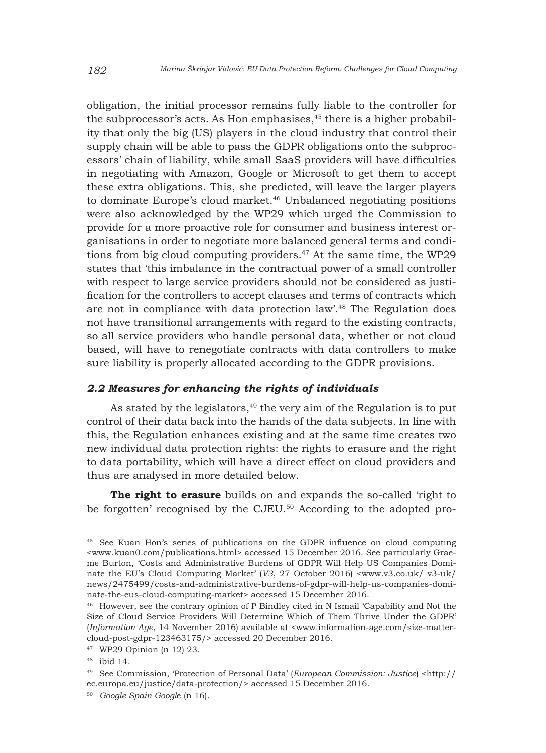obligation, the initial processor remains fully liable to the controller for the subprocessor's acts. As Hon emphasises,[45] there is a higher probability that only the big (US) players in the cloud industry that control their supply chain will be able to pass the GDPR obligations onto the subprocessors' chain of liability, while small SaaS providers will have difficulties in negotiating with Amazon, Google or Microsoft to get them to accept these extra obligations. This, she predicted, will leave the larger players to dominate Europe's cloud market.[46] Unbalanced negotiating positions were also acknowledged by the WP29 which urged the Commission to provide for a more proactive role for consumer and business interest organisations in order to negotiate more balanced general terms and conditions from big cloud computing providers.[47] At the same time, the WP29 states that 'this imbalance in the contractual power of a small controller with respect to large service providers should not be considered as justification for the controllers to accept clauses and terms of contracts which are not in compliance with data protection law'.[48] The Regulation does not have transitional arrangements with regard to the existing contracts, so all service providers who handle personal data, whether or not cloud based, will have to renegotiate contracts with data controllers to make sure liability is properly allocated according to the GDPR provisions.

### *2.2 Measures for enhancing the rights of individuals*

As stated by the legislators,[49] the very aim of the Regulation is to put control of their data back into the hands of the data subjects. In line with this, the Regulation enhances existing and at the same time creates two new individual data protection rights: the rights to erasure and the right to data portability, which will have a direct effect on cloud providers and thus are analysed in more detailed below.

**The right to erasure** builds on and expands the so-called 'right to be forgotten' recognised by the CJEU.[50] According to the adopted pro-

---

[45] See Kuan Hon's series of publications on the GDPR influence on cloud computing <www.kuan0.com/publications.html> accessed 15 December 2016. See particularly Graeme Burton, 'Costs and Administrative Burdens of GDPR Will Help US Companies Dominate the EU's Cloud Computing Market' (*V3*, 27 October 2016) <www.v3.co.uk/ v3-uk/ news/2475499/costs-and-administrative-burdens-of-gdpr-will-help-us-companies-dominate-the-eus-cloud-computing-market> accessed 15 December 2016.

[46] However, see the contrary opinion of P Bindley cited in N Ismail 'Capability and Not the Size of Cloud Service Providers Will Determine Which of Them Thrive Under the GDPR' (*Information Age*, 14 November 2016) available at <www.information-age.com/size-matter-cloud-post-gdpr-123463175/> accessed 20 December 2016.

[47] WP29 Opinion (n 12) 23.

[48] ibid 14.

[49] See Commission, 'Protection of Personal Data' (*European Commission: Justice*) <http:// ec.europa.eu/justice/data-protection/> accessed 15 December 2016.

[50] *Google Spain Google* (n 16).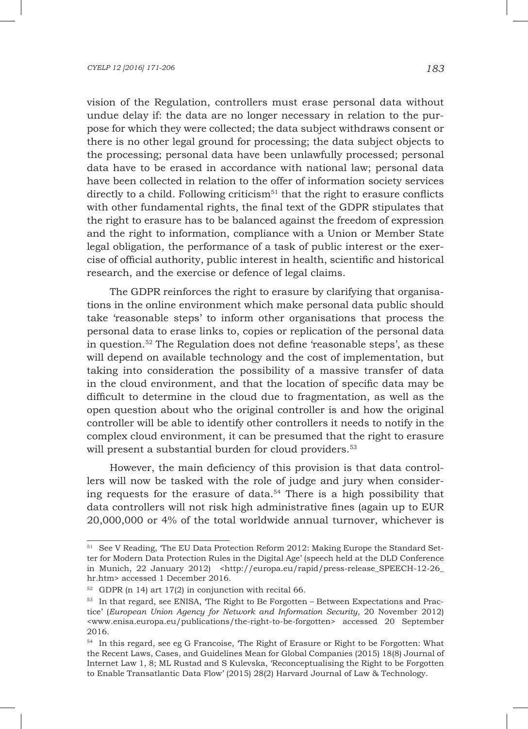vision of the Regulation, controllers must erase personal data without undue delay if: the data are no longer necessary in relation to the purpose for which they were collected; the data subject withdraws consent or there is no other legal ground for processing; the data subject objects to the processing; personal data have been unlawfully processed; personal data have to be erased in accordance with national law; personal data have been collected in relation to the offer of information society services directly to a child. Following criticism[51] that the right to erasure conflicts with other fundamental rights, the final text of the GDPR stipulates that the right to erasure has to be balanced against the freedom of expression and the right to information, compliance with a Union or Member State legal obligation, the performance of a task of public interest or the exercise of official authority, public interest in health, scientific and historical research, and the exercise or defence of legal claims.

The GDPR reinforces the right to erasure by clarifying that organisations in the online environment which make personal data public should take 'reasonable steps' to inform other organisations that process the personal data to erase links to, copies or replication of the personal data in question.[52] The Regulation does not define 'reasonable steps', as these will depend on available technology and the cost of implementation, but taking into consideration the possibility of a massive transfer of data in the cloud environment, and that the location of specific data may be difficult to determine in the cloud due to fragmentation, as well as the open question about who the original controller is and how the original controller will be able to identify other controllers it needs to notify in the complex cloud environment, it can be presumed that the right to erasure will present a substantial burden for cloud providers.[53]

However, the main deficiency of this provision is that data controllers will now be tasked with the role of judge and jury when considering requests for the erasure of data.[54] There is a high possibility that data controllers will not risk high administrative fines (again up to EUR 20,000,000 or 4% of the total worldwide annual turnover, whichever is

---

[51] See V Reading, 'The EU Data Protection Reform 2012: Making Europe the Standard Setter for Modern Data Protection Rules in the Digital Age' (speech held at the DLD Conference in Munich, 22 January 2012) <http://europa.eu/rapid/press-release_SPEECH-12-26_hr.htm> accessed 1 December 2016.

[52] GDPR (n 14) art 17(2) in conjunction with recital 66.

[53] In that regard, see ENISA, 'The Right to Be Forgotten – Between Expectations and Practice' (*European Union Agency for Network and Information Security*, 20 November 2012) <www.enisa.europa.eu/publications/the-right-to-be-forgotten> accessed 20 September 2016.

[54] In this regard, see eg G Francoise, 'The Right of Erasure or Right to be Forgotten: What the Recent Laws, Cases, and Guidelines Mean for Global Companies (2015) 18(8) Journal of Internet Law 1, 8; ML Rustad and S Kulevska, 'Reconceptualising the Right to be Forgotten to Enable Transatlantic Data Flow' (2015) 28(2) Harvard Journal of Law & Technology.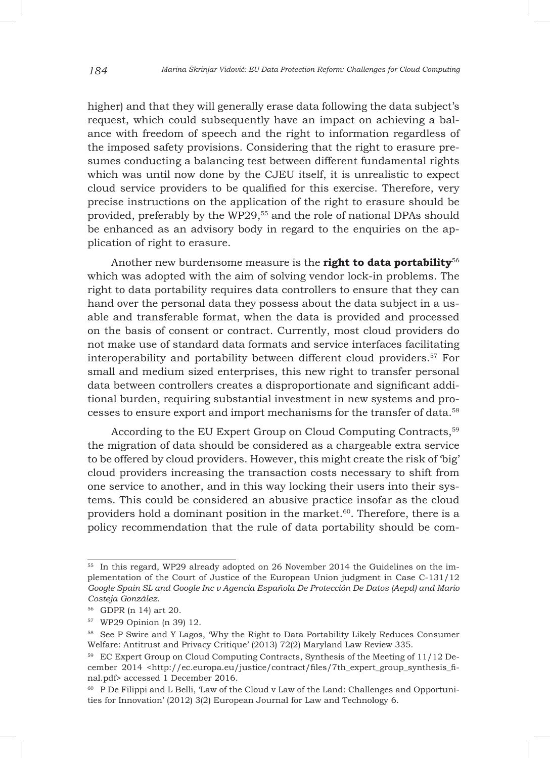higher) and that they will generally erase data following the data subject's request, which could subsequently have an impact on achieving a balance with freedom of speech and the right to information regardless of the imposed safety provisions. Considering that the right to erasure presumes conducting a balancing test between different fundamental rights which was until now done by the CJEU itself, it is unrealistic to expect cloud service providers to be qualified for this exercise. Therefore, very precise instructions on the application of the right to erasure should be provided, preferably by the WP29,[55] and the role of national DPAs should be enhanced as an advisory body in regard to the enquiries on the application of right to erasure.

Another new burdensome measure is the **right to data portability**[56] which was adopted with the aim of solving vendor lock-in problems. The right to data portability requires data controllers to ensure that they can hand over the personal data they possess about the data subject in a usable and transferable format, when the data is provided and processed on the basis of consent or contract. Currently, most cloud providers do not make use of standard data formats and service interfaces facilitating interoperability and portability between different cloud providers.[57] For small and medium sized enterprises, this new right to transfer personal data between controllers creates a disproportionate and significant additional burden, requiring substantial investment in new systems and processes to ensure export and import mechanisms for the transfer of data.[58]

According to the EU Expert Group on Cloud Computing Contracts,[59] the migration of data should be considered as a chargeable extra service to be offered by cloud providers. However, this might create the risk of 'big' cloud providers increasing the transaction costs necessary to shift from one service to another, and in this way locking their users into their systems. This could be considered an abusive practice insofar as the cloud providers hold a dominant position in the market.[60]. Therefore, there is a policy recommendation that the rule of data portability should be com-

---

[55] In this regard, WP29 already adopted on 26 November 2014 the Guidelines on the implementation of the Court of Justice of the European Union judgment in Case C-131/12 *Google Spain SL and Google Inc v Agencia Española De Protección De Datos (Aepd) and Mario Costeja González*.

[56] GDPR (n 14) art 20.

[57] WP29 Opinion (n 39) 12.

[58] See P Swire and Y Lagos, 'Why the Right to Data Portability Likely Reduces Consumer Welfare: Antitrust and Privacy Critique' (2013) 72(2) Maryland Law Review 335.

[59] EC Expert Group on Cloud Computing Contracts, Synthesis of the Meeting of 11/12 December 2014 <http://ec.europa.eu/justice/contract/files/7th_expert_group_synthesis_final.pdf> accessed 1 December 2016.

[60] P De Filippi and L Belli, 'Law of the Cloud v Law of the Land: Challenges and Opportunities for Innovation' (2012) 3(2) European Journal for Law and Technology 6.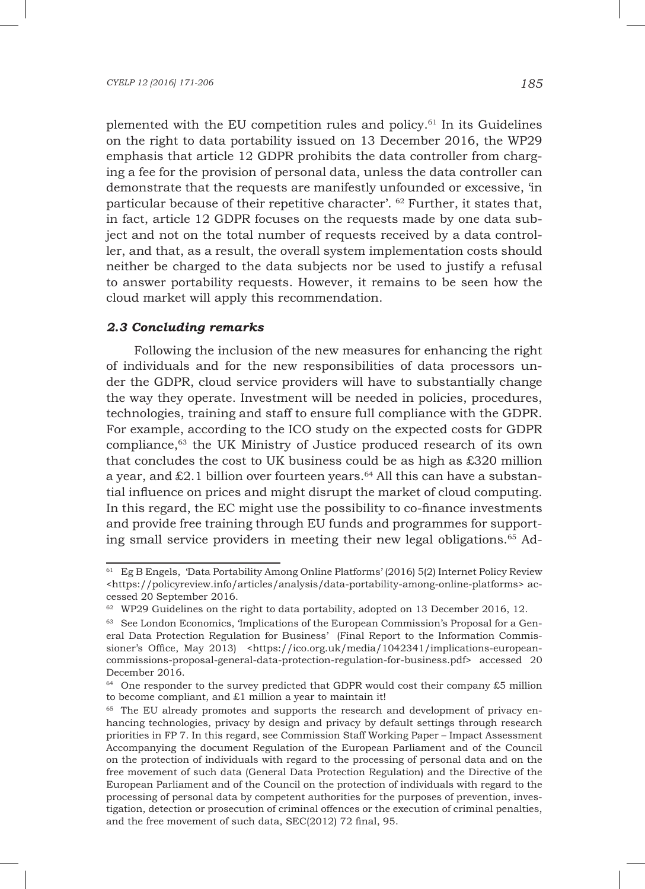plemented with the EU competition rules and policy.[61] In its Guidelines on the right to data portability issued on 13 December 2016, the WP29 emphasis that article 12 GDPR prohibits the data controller from charging a fee for the provision of personal data, unless the data controller can demonstrate that the requests are manifestly unfounded or excessive, 'in particular because of their repetitive character'. [62] Further, it states that, in fact, article 12 GDPR focuses on the requests made by one data subject and not on the total number of requests received by a data controller, and that, as a result, the overall system implementation costs should neither be charged to the data subjects nor be used to justify a refusal to answer portability requests. However, it remains to be seen how the cloud market will apply this recommendation.

### *2.3 Concluding remarks*

Following the inclusion of the new measures for enhancing the right of individuals and for the new responsibilities of data processors under the GDPR, cloud service providers will have to substantially change the way they operate. Investment will be needed in policies, procedures, technologies, training and staff to ensure full compliance with the GDPR. For example, according to the ICO study on the expected costs for GDPR compliance,[63] the UK Ministry of Justice produced research of its own that concludes the cost to UK business could be as high as £320 million a year, and £2.1 billion over fourteen years.[64] All this can have a substantial influence on prices and might disrupt the market of cloud computing. In this regard, the EC might use the possibility to co-finance investments and provide free training through EU funds and programmes for supporting small service providers in meeting their new legal obligations.[65] Ad-

---

[61] Eg B Engels, 'Data Portability Among Online Platforms' (2016) 5(2) Internet Policy Review <https://policyreview.info/articles/analysis/data-portability-among-online-platforms> accessed 20 September 2016.

[62] WP29 Guidelines on the right to data portability, adopted on 13 December 2016, 12.

[63] See London Economics, 'Implications of the European Commission's Proposal for a General Data Protection Regulation for Business' (Final Report to the Information Commissioner's Office, May 2013) <https://ico.org.uk/media/1042341/implications-european-commissions-proposal-general-data-protection-regulation-for-business.pdf> accessed 20 December 2016.

[64] One responder to the survey predicted that GDPR would cost their company £5 million to become compliant, and £1 million a year to maintain it!

[65] The EU already promotes and supports the research and development of privacy enhancing technologies, privacy by design and privacy by default settings through research priorities in FP 7. In this regard, see Commission Staff Working Paper – Impact Assessment Accompanying the document Regulation of the European Parliament and of the Council on the protection of individuals with regard to the processing of personal data and on the free movement of such data (General Data Protection Regulation) and the Directive of the European Parliament and of the Council on the protection of individuals with regard to the processing of personal data by competent authorities for the purposes of prevention, investigation, detection or prosecution of criminal offences or the execution of criminal penalties, and the free movement of such data, SEC(2012) 72 final, 95.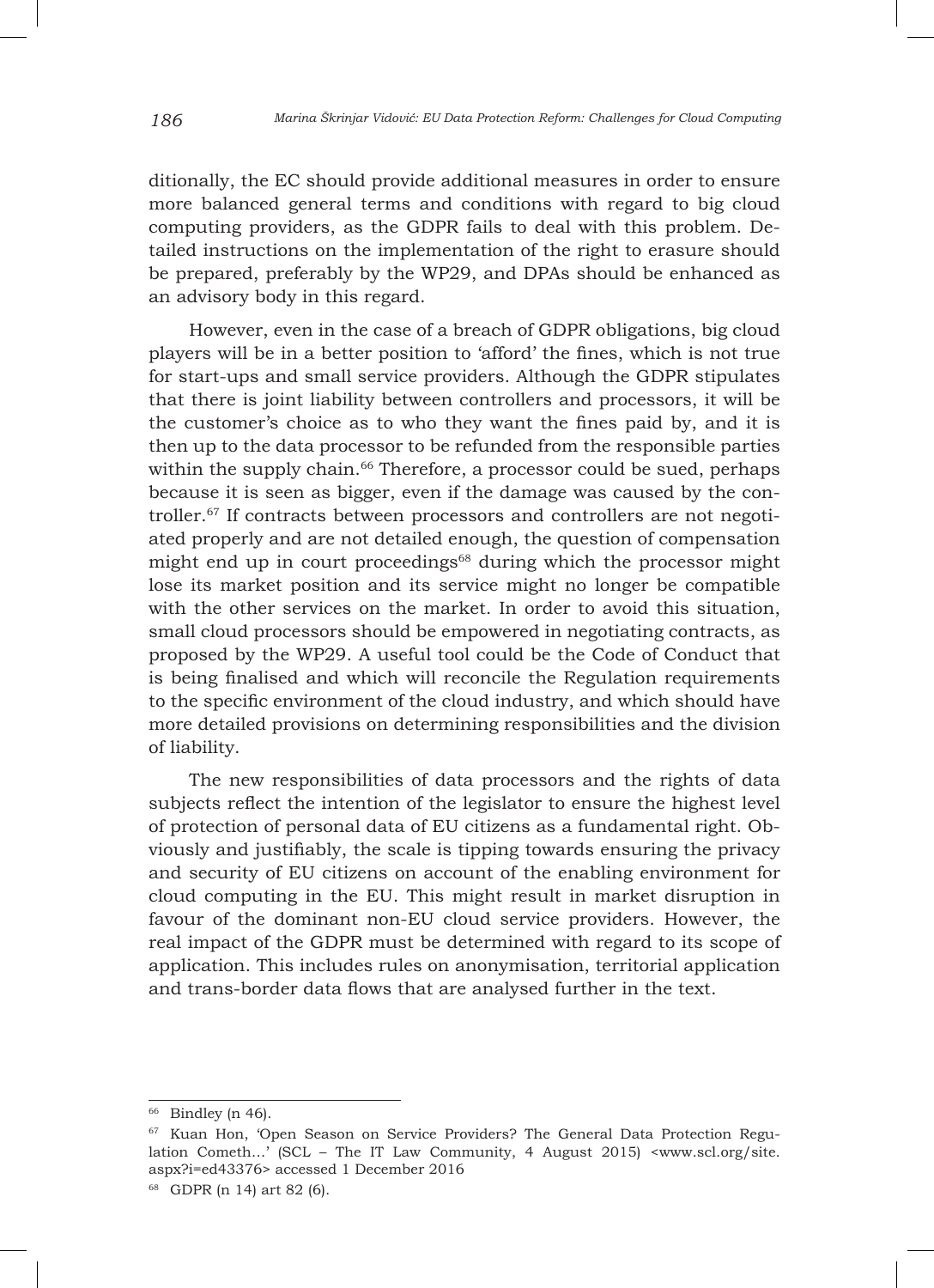ditionally, the EC should provide additional measures in order to ensure more balanced general terms and conditions with regard to big cloud computing providers, as the GDPR fails to deal with this problem. Detailed instructions on the implementation of the right to erasure should be prepared, preferably by the WP29, and DPAs should be enhanced as an advisory body in this regard.

However, even in the case of a breach of GDPR obligations, big cloud players will be in a better position to 'afford' the fines, which is not true for start-ups and small service providers. Although the GDPR stipulates that there is joint liability between controllers and processors, it will be the customer's choice as to who they want the fines paid by, and it is then up to the data processor to be refunded from the responsible parties within the supply chain.[66] Therefore, a processor could be sued, perhaps because it is seen as bigger, even if the damage was caused by the controller.[67] If contracts between processors and controllers are not negotiated properly and are not detailed enough, the question of compensation might end up in court proceedings[68] during which the processor might lose its market position and its service might no longer be compatible with the other services on the market. In order to avoid this situation, small cloud processors should be empowered in negotiating contracts, as proposed by the WP29. A useful tool could be the Code of Conduct that is being finalised and which will reconcile the Regulation requirements to the specific environment of the cloud industry, and which should have more detailed provisions on determining responsibilities and the division of liability.

The new responsibilities of data processors and the rights of data subjects reflect the intention of the legislator to ensure the highest level of protection of personal data of EU citizens as a fundamental right. Obviously and justifiably, the scale is tipping towards ensuring the privacy and security of EU citizens on account of the enabling environment for cloud computing in the EU. This might result in market disruption in favour of the dominant non-EU cloud service providers. However, the real impact of the GDPR must be determined with regard to its scope of application. This includes rules on anonymisation, territorial application and trans-border data flows that are analysed further in the text.

---

[66] Bindley (n 46).

[67] Kuan Hon, 'Open Season on Service Providers? The General Data Protection Regulation Cometh…' (SCL – The IT Law Community, 4 August 2015) <www.scl.org/site.aspx?i=ed43376> accessed 1 December 2016

[68] GDPR (n 14) art 82 (6).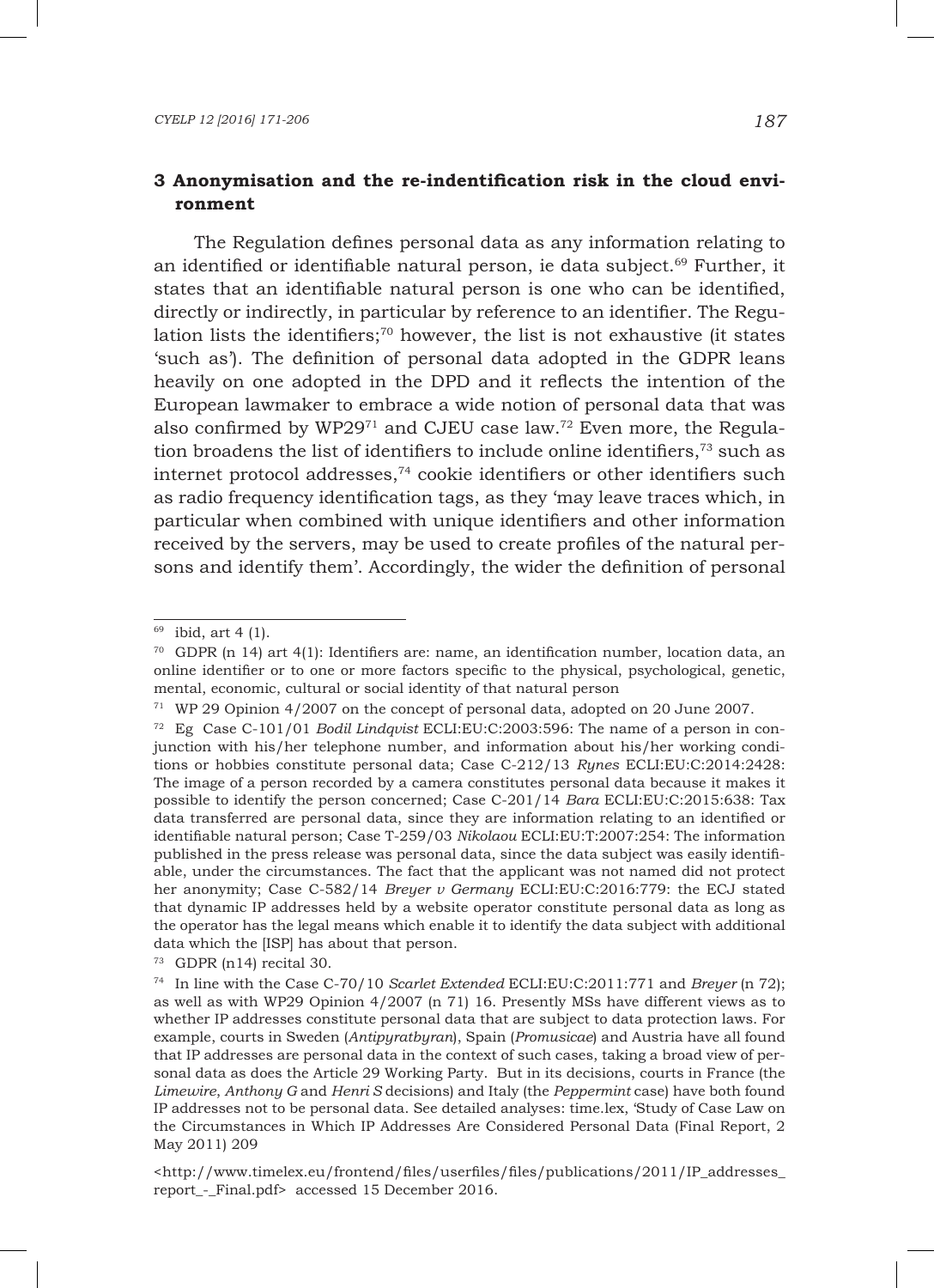## 3 Anonymisation and the re-indentification risk in the cloud environment

The Regulation defines personal data as any information relating to an identified or identifiable natural person, ie data subject.[69] Further, it states that an identifiable natural person is one who can be identified, directly or indirectly, in particular by reference to an identifier. The Regulation lists the identifiers;[70] however, the list is not exhaustive (it states 'such as'). The definition of personal data adopted in the GDPR leans heavily on one adopted in the DPD and it reflects the intention of the European lawmaker to embrace a wide notion of personal data that was also confirmed by WP29[71] and CJEU case law.[72] Even more, the Regulation broadens the list of identifiers to include online identifiers,[73] such as internet protocol addresses,[74] cookie identifiers or other identifiers such as radio frequency identification tags, as they 'may leave traces which, in particular when combined with unique identifiers and other information received by the servers, may be used to create profiles of the natural persons and identify them'. Accordingly, the wider the definition of personal

---

[69] ibid, art 4 (1).

[70] GDPR (n 14) art 4(1): Identifiers are: name, an identification number, location data, an online identifier or to one or more factors specific to the physical, psychological, genetic, mental, economic, cultural or social identity of that natural person

[71] WP 29 Opinion 4/2007 on the concept of personal data, adopted on 20 June 2007.

[72] Eg Case C-101/01 *Bodil Lindqvist* ECLI:EU:C:2003:596: The name of a person in conjunction with his/her telephone number, and information about his/her working conditions or hobbies constitute personal data; Case C-212/13 *Rynes* ECLI:EU:C:2014:2428: The image of a person recorded by a camera constitutes personal data because it makes it possible to identify the person concerned; Case C-201/14 *Bara* ECLI:EU:C:2015:638: Tax data transferred are personal data, since they are information relating to an identified or identifiable natural person; Case T-259/03 *Nikolaou* ECLI:EU:T:2007:254: The information published in the press release was personal data, since the data subject was easily identifiable, under the circumstances. The fact that the applicant was not named did not protect her anonymity; Case C-582/14 *Breyer v Germany* ECLI:EU:C:2016:779: the ECJ stated that dynamic IP addresses held by a website operator constitute personal data as long as the operator has the legal means which enable it to identify the data subject with additional data which the [ISP] has about that person.

[73] GDPR (n14) recital 30.

[74] In line with the Case C-70/10 *Scarlet Extended* ECLI:EU:C:2011:771 and *Breyer* (n 72); as well as with WP29 Opinion 4/2007 (n 71) 16. Presently MSs have different views as to whether IP addresses constitute personal data that are subject to data protection laws. For example, courts in Sweden (*Antipyratbyran*), Spain (*Promusicae*) and Austria have all found that IP addresses are personal data in the context of such cases, taking a broad view of personal data as does the Article 29 Working Party. But in its decisions, courts in France (the *Limewire*, *Anthony G* and *Henri S* decisions) and Italy (the *Peppermint* case) have both found IP addresses not to be personal data. See detailed analyses: time.lex, 'Study of Case Law on the Circumstances in Which IP Addresses Are Considered Personal Data (Final Report, 2 May 2011) 209

<http://www.timelex.eu/frontend/files/userfiles/files/publications/2011/IP_addresses_report_-_Final.pdf> accessed 15 December 2016.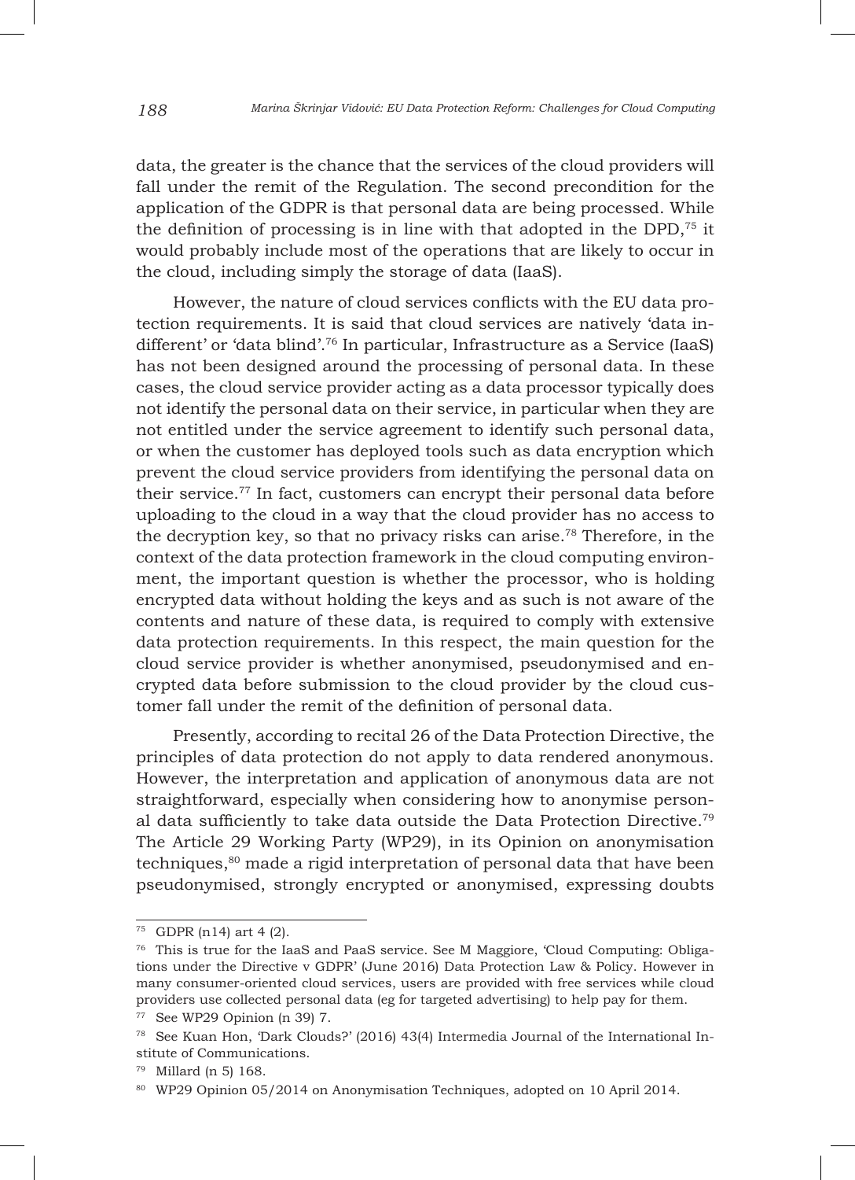data, the greater is the chance that the services of the cloud providers will fall under the remit of the Regulation. The second precondition for the application of the GDPR is that personal data are being processed. While the definition of processing is in line with that adopted in the DPD,[75] it would probably include most of the operations that are likely to occur in the cloud, including simply the storage of data (IaaS).

However, the nature of cloud services conflicts with the EU data protection requirements. It is said that cloud services are natively 'data indifferent' or 'data blind'.[76] In particular, Infrastructure as a Service (IaaS) has not been designed around the processing of personal data. In these cases, the cloud service provider acting as a data processor typically does not identify the personal data on their service, in particular when they are not entitled under the service agreement to identify such personal data, or when the customer has deployed tools such as data encryption which prevent the cloud service providers from identifying the personal data on their service.[77] In fact, customers can encrypt their personal data before uploading to the cloud in a way that the cloud provider has no access to the decryption key, so that no privacy risks can arise.[78] Therefore, in the context of the data protection framework in the cloud computing environment, the important question is whether the processor, who is holding encrypted data without holding the keys and as such is not aware of the contents and nature of these data, is required to comply with extensive data protection requirements. In this respect, the main question for the cloud service provider is whether anonymised, pseudonymised and encrypted data before submission to the cloud provider by the cloud customer fall under the remit of the definition of personal data.

Presently, according to recital 26 of the Data Protection Directive, the principles of data protection do not apply to data rendered anonymous. However, the interpretation and application of anonymous data are not straightforward, especially when considering how to anonymise personal data sufficiently to take data outside the Data Protection Directive.[79] The Article 29 Working Party (WP29), in its Opinion on anonymisation techniques,[80] made a rigid interpretation of personal data that have been pseudonymised, strongly encrypted or anonymised, expressing doubts

---

[75] GDPR (n14) art 4 (2).

[76] This is true for the IaaS and PaaS service. See M Maggiore, 'Cloud Computing: Obligations under the Directive v GDPR' (June 2016) Data Protection Law & Policy. However in many consumer-oriented cloud services, users are provided with free services while cloud providers use collected personal data (eg for targeted advertising) to help pay for them.

[77] See WP29 Opinion (n 39) 7.

[78] See Kuan Hon, 'Dark Clouds?' (2016) 43(4) Intermedia Journal of the International Institute of Communications.

[79] Millard (n 5) 168.

[80] WP29 Opinion 05/2014 on Anonymisation Techniques, adopted on 10 April 2014.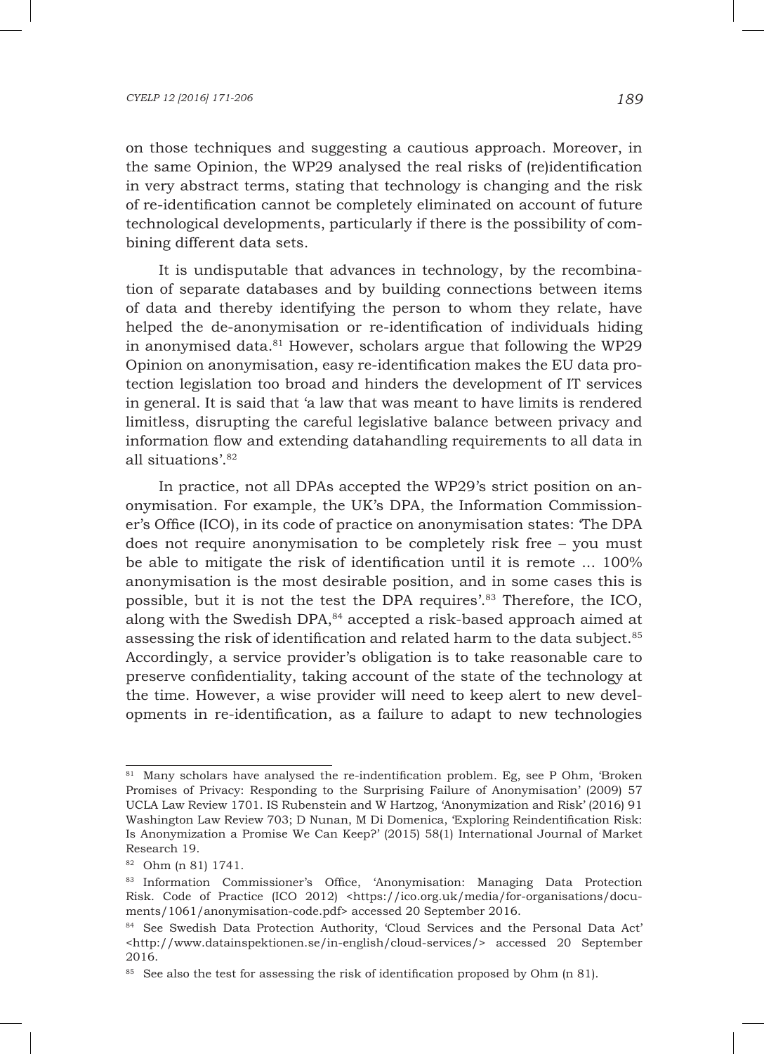on those techniques and suggesting a cautious approach. Moreover, in the same Opinion, the WP29 analysed the real risks of (re)identification in very abstract terms, stating that technology is changing and the risk of re-identification cannot be completely eliminated on account of future technological developments, particularly if there is the possibility of combining different data sets.

It is undisputable that advances in technology, by the recombination of separate databases and by building connections between items of data and thereby identifying the person to whom they relate, have helped the de-anonymisation or re-identification of individuals hiding in anonymised data.[81] However, scholars argue that following the WP29 Opinion on anonymisation, easy re-identification makes the EU data protection legislation too broad and hinders the development of IT services in general. It is said that 'a law that was meant to have limits is rendered limitless, disrupting the careful legislative balance between privacy and information flow and extending datahandling requirements to all data in all situations'.[82]

In practice, not all DPAs accepted the WP29's strict position on anonymisation. For example, the UK's DPA, the Information Commissioner's Office (ICO), in its code of practice on anonymisation states: 'The DPA does not require anonymisation to be completely risk free – you must be able to mitigate the risk of identification until it is remote ... 100% anonymisation is the most desirable position, and in some cases this is possible, but it is not the test the DPA requires'.[83] Therefore, the ICO, along with the Swedish DPA,[84] accepted a risk-based approach aimed at assessing the risk of identification and related harm to the data subject.[85] Accordingly, a service provider's obligation is to take reasonable care to preserve confidentiality, taking account of the state of the technology at the time. However, a wise provider will need to keep alert to new developments in re-identification, as a failure to adapt to new technologies

---

[81] Many scholars have analysed the re-indentification problem. Eg, see P Ohm, 'Broken Promises of Privacy: Responding to the Surprising Failure of Anonymisation' (2009) 57 UCLA Law Review 1701. IS Rubenstein and W Hartzog, 'Anonymization and Risk' (2016) 91 Washington Law Review 703; D Nunan, M Di Domenica, 'Exploring Reindentification Risk: Is Anonymization a Promise We Can Keep?' (2015) 58(1) International Journal of Market Research 19.

[82] Ohm (n 81) 1741.

[83] Information Commissioner's Office, 'Anonymisation: Managing Data Protection Risk. Code of Practice (ICO 2012) <https://ico.org.uk/media/for-organisations/documents/1061/anonymisation-code.pdf> accessed 20 September 2016.

[84] See Swedish Data Protection Authority, 'Cloud Services and the Personal Data Act' <http://www.datainspektionen.se/in-english/cloud-services/> accessed 20 September 2016.

[85] See also the test for assessing the risk of identification proposed by Ohm (n 81).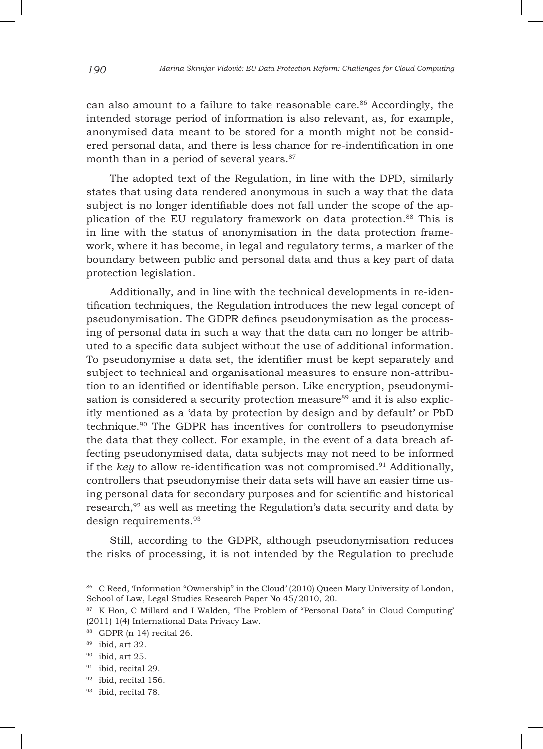can also amount to a failure to take reasonable care.[86] Accordingly, the intended storage period of information is also relevant, as, for example, anonymised data meant to be stored for a month might not be considered personal data, and there is less chance for re-indentification in one month than in a period of several years.[87]

The adopted text of the Regulation, in line with the DPD, similarly states that using data rendered anonymous in such a way that the data subject is no longer identifiable does not fall under the scope of the application of the EU regulatory framework on data protection.[88] This is in line with the status of anonymisation in the data protection framework, where it has become, in legal and regulatory terms, a marker of the boundary between public and personal data and thus a key part of data protection legislation.

Additionally, and in line with the technical developments in re-identification techniques, the Regulation introduces the new legal concept of pseudonymisation. The GDPR defines pseudonymisation as the processing of personal data in such a way that the data can no longer be attributed to a specific data subject without the use of additional information. To pseudonymise a data set, the identifier must be kept separately and subject to technical and organisational measures to ensure non-attribution to an identified or identifiable person. Like encryption, pseudonymisation is considered a security protection measure[89] and it is also explicitly mentioned as a 'data by protection by design and by default' or PbD technique.[90] The GDPR has incentives for controllers to pseudonymise the data that they collect. For example, in the event of a data breach affecting pseudonymised data, data subjects may not need to be informed if the *key* to allow re-identification was not compromised.[91] Additionally, controllers that pseudonymise their data sets will have an easier time using personal data for secondary purposes and for scientific and historical research,[92] as well as meeting the Regulation's data security and data by design requirements.[93]

Still, according to the GDPR, although pseudonymisation reduces the risks of processing, it is not intended by the Regulation to preclude

---

[86] C Reed, 'Information "Ownership" in the Cloud' (2010) Queen Mary University of London, School of Law, Legal Studies Research Paper No 45/2010, 20.

[87] K Hon, C Millard and I Walden, 'The Problem of "Personal Data" in Cloud Computing' (2011) 1(4) International Data Privacy Law.

[88] GDPR (n 14) recital 26.

[89] ibid, art 32.

[90] ibid, art 25.

[91] ibid, recital 29.

[92] ibid, recital 156.

[93] ibid, recital 78.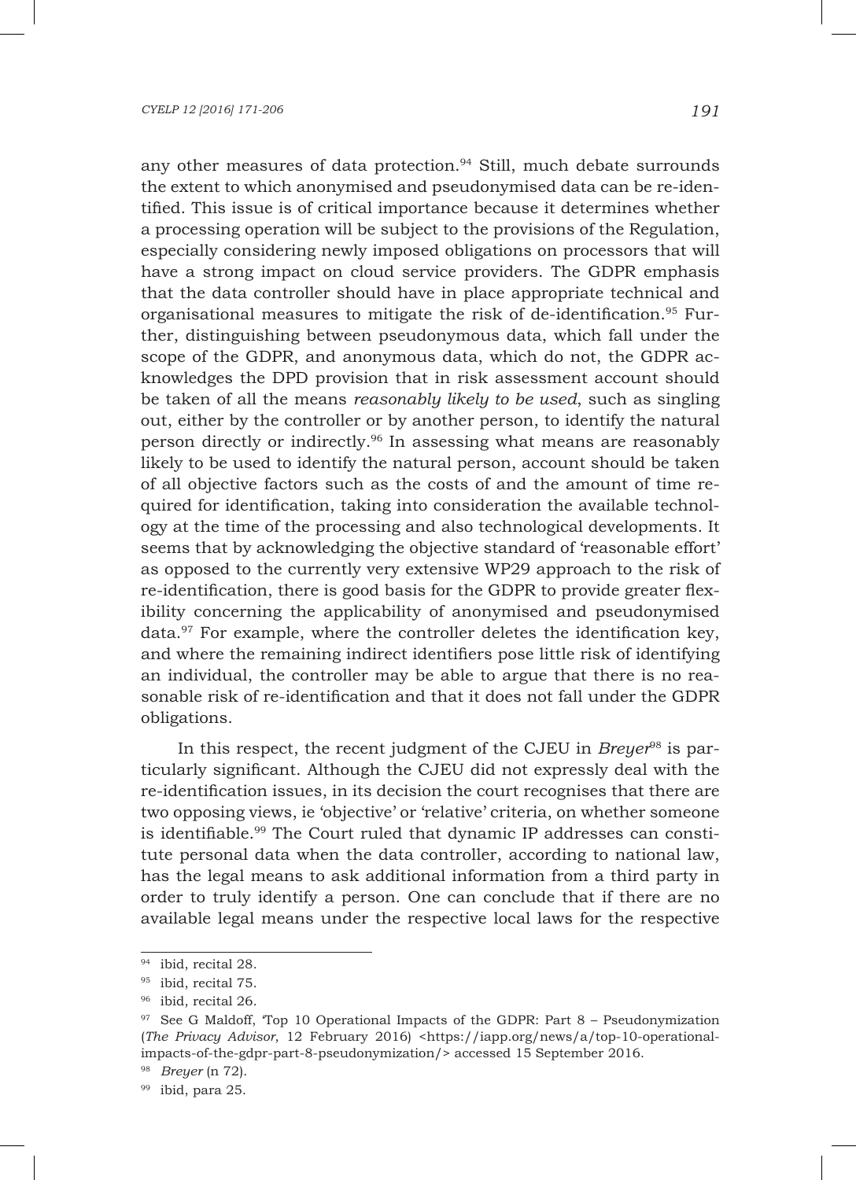any other measures of data protection.[94] Still, much debate surrounds the extent to which anonymised and pseudonymised data can be re-identified. This issue is of critical importance because it determines whether a processing operation will be subject to the provisions of the Regulation, especially considering newly imposed obligations on processors that will have a strong impact on cloud service providers. The GDPR emphasis that the data controller should have in place appropriate technical and organisational measures to mitigate the risk of de-identification.[95] Further, distinguishing between pseudonymous data, which fall under the scope of the GDPR, and anonymous data, which do not, the GDPR acknowledges the DPD provision that in risk assessment account should be taken of all the means *reasonably likely to be used*, such as singling out, either by the controller or by another person, to identify the natural person directly or indirectly.[96] In assessing what means are reasonably likely to be used to identify the natural person, account should be taken of all objective factors such as the costs of and the amount of time required for identification, taking into consideration the available technology at the time of the processing and also technological developments. It seems that by acknowledging the objective standard of 'reasonable effort' as opposed to the currently very extensive WP29 approach to the risk of re-identification, there is good basis for the GDPR to provide greater flexibility concerning the applicability of anonymised and pseudonymised data.[97] For example, where the controller deletes the identification key, and where the remaining indirect identifiers pose little risk of identifying an individual, the controller may be able to argue that there is no reasonable risk of re-identification and that it does not fall under the GDPR obligations.

In this respect, the recent judgment of the CJEU in *Breyer*[98] is particularly significant. Although the CJEU did not expressly deal with the re-identification issues, in its decision the court recognises that there are two opposing views, ie 'objective' or 'relative' criteria, on whether someone is identifiable.[99] The Court ruled that dynamic IP addresses can constitute personal data when the data controller, according to national law, has the legal means to ask additional information from a third party in order to truly identify a person. One can conclude that if there are no available legal means under the respective local laws for the respective

---

[94] ibid, recital 28.

[95] ibid, recital 75.

[96] ibid, recital 26.

[97] See G Maldoff, 'Top 10 Operational Impacts of the GDPR: Part 8 – Pseudonymization (*The Privacy Advisor*, 12 February 2016) <https://iapp.org/news/a/top-10-operational-impacts-of-the-gdpr-part-8-pseudonymization/> accessed 15 September 2016.

[98] *Breyer* (n 72).

[99] ibid, para 25.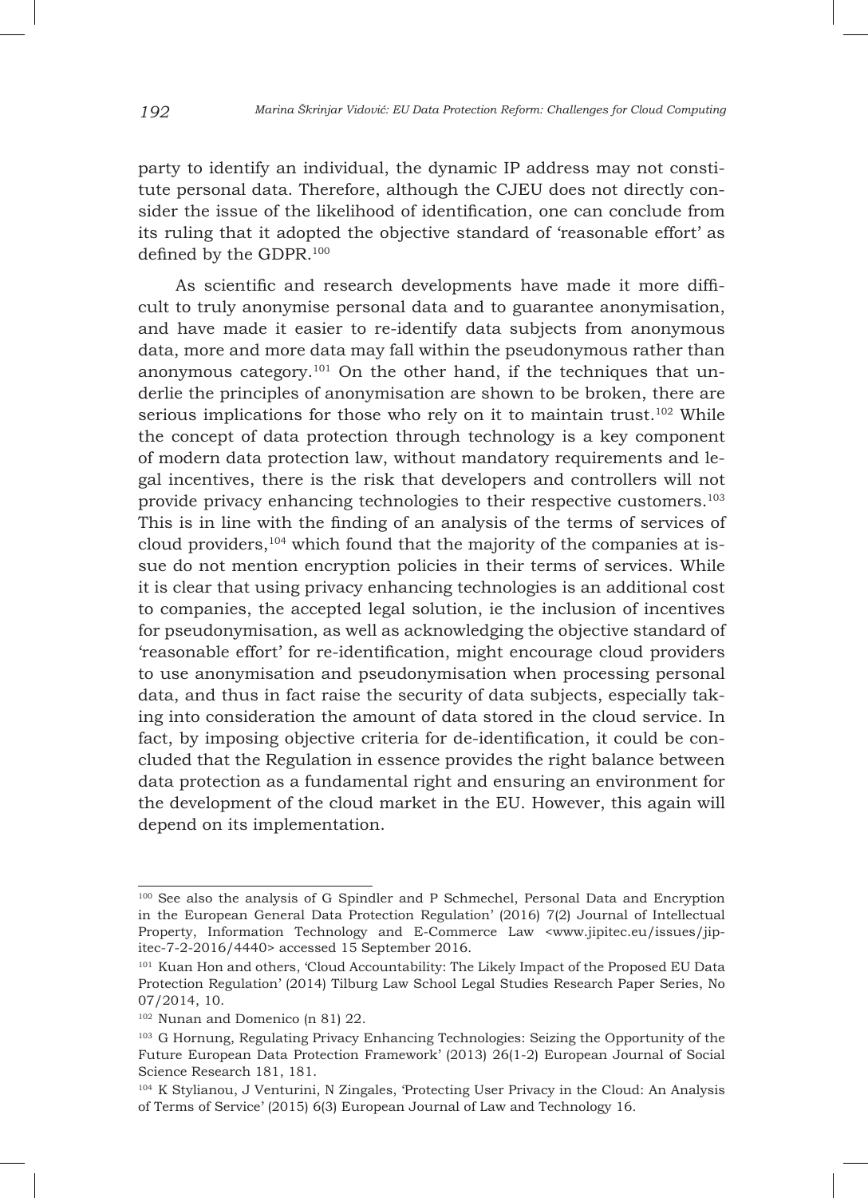party to identify an individual, the dynamic IP address may not constitute personal data. Therefore, although the CJEU does not directly consider the issue of the likelihood of identification, one can conclude from its ruling that it adopted the objective standard of 'reasonable effort' as defined by the GDPR.[100]

As scientific and research developments have made it more difficult to truly anonymise personal data and to guarantee anonymisation, and have made it easier to re-identify data subjects from anonymous data, more and more data may fall within the pseudonymous rather than anonymous category.[101] On the other hand, if the techniques that underlie the principles of anonymisation are shown to be broken, there are serious implications for those who rely on it to maintain trust.[102] While the concept of data protection through technology is a key component of modern data protection law, without mandatory requirements and legal incentives, there is the risk that developers and controllers will not provide privacy enhancing technologies to their respective customers.[103] This is in line with the finding of an analysis of the terms of services of cloud providers,[104] which found that the majority of the companies at issue do not mention encryption policies in their terms of services. While it is clear that using privacy enhancing technologies is an additional cost to companies, the accepted legal solution, ie the inclusion of incentives for pseudonymisation, as well as acknowledging the objective standard of 'reasonable effort' for re-identification, might encourage cloud providers to use anonymisation and pseudonymisation when processing personal data, and thus in fact raise the security of data subjects, especially taking into consideration the amount of data stored in the cloud service. In fact, by imposing objective criteria for de-identification, it could be concluded that the Regulation in essence provides the right balance between data protection as a fundamental right and ensuring an environment for the development of the cloud market in the EU. However, this again will depend on its implementation.

---

[100] See also the analysis of G Spindler and P Schmechel, Personal Data and Encryption in the European General Data Protection Regulation' (2016) 7(2) Journal of Intellectual Property, Information Technology and E-Commerce Law <www.jipitec.eu/issues/jipitec-7-2-2016/4440> accessed 15 September 2016.

[101] Kuan Hon and others, 'Cloud Accountability: The Likely Impact of the Proposed EU Data Protection Regulation' (2014) Tilburg Law School Legal Studies Research Paper Series, No 07/2014, 10.

[102] Nunan and Domenico (n 81) 22.

[103] G Hornung, Regulating Privacy Enhancing Technologies: Seizing the Opportunity of the Future European Data Protection Framework' (2013) 26(1-2) European Journal of Social Science Research 181, 181.

[104] K Stylianou, J Venturini, N Zingales, 'Protecting User Privacy in the Cloud: An Analysis of Terms of Service' (2015) 6(3) European Journal of Law and Technology 16.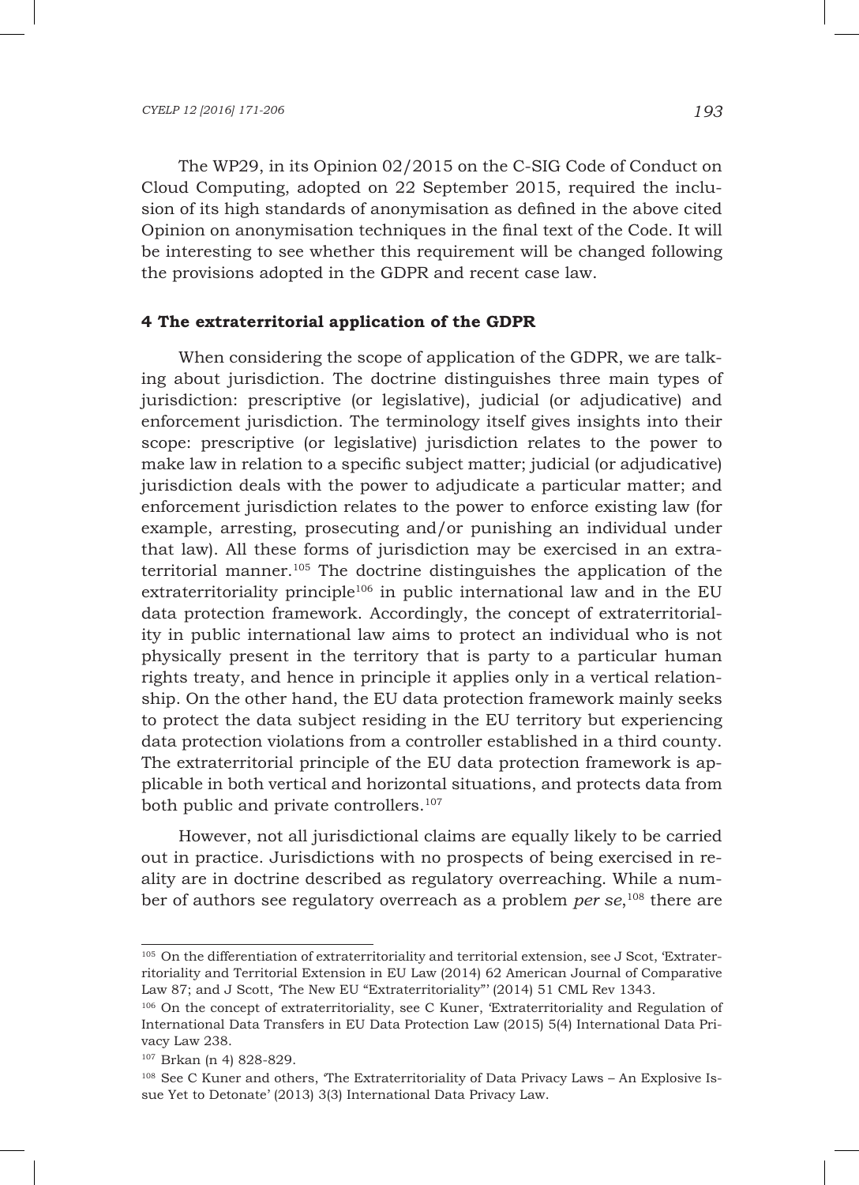The WP29, in its Opinion 02/2015 on the C-SIG Code of Conduct on Cloud Computing, adopted on 22 September 2015, required the inclusion of its high standards of anonymisation as defined in the above cited Opinion on anonymisation techniques in the final text of the Code. It will be interesting to see whether this requirement will be changed following the provisions adopted in the GDPR and recent case law.

## 4 The extraterritorial application of the GDPR

When considering the scope of application of the GDPR, we are talking about jurisdiction. The doctrine distinguishes three main types of jurisdiction: prescriptive (or legislative), judicial (or adjudicative) and enforcement jurisdiction. The terminology itself gives insights into their scope: prescriptive (or legislative) jurisdiction relates to the power to make law in relation to a specific subject matter; judicial (or adjudicative) jurisdiction deals with the power to adjudicate a particular matter; and enforcement jurisdiction relates to the power to enforce existing law (for example, arresting, prosecuting and/or punishing an individual under that law). All these forms of jurisdiction may be exercised in an extraterritorial manner.[105] The doctrine distinguishes the application of the extraterritoriality principle[106] in public international law and in the EU data protection framework. Accordingly, the concept of extraterritoriality in public international law aims to protect an individual who is not physically present in the territory that is party to a particular human rights treaty, and hence in principle it applies only in a vertical relationship. On the other hand, the EU data protection framework mainly seeks to protect the data subject residing in the EU territory but experiencing data protection violations from a controller established in a third county. The extraterritorial principle of the EU data protection framework is applicable in both vertical and horizontal situations, and protects data from both public and private controllers.[107]

However, not all jurisdictional claims are equally likely to be carried out in practice. Jurisdictions with no prospects of being exercised in reality are in doctrine described as regulatory overreaching. While a number of authors see regulatory overreach as a problem *per se*,[108] there are

---

[105] On the differentiation of extraterritoriality and territorial extension, see J Scot, 'Extraterritoriality and Territorial Extension in EU Law (2014) 62 American Journal of Comparative Law 87; and J Scott, 'The New EU "Extraterritoriality"' (2014) 51 CML Rev 1343.

[106] On the concept of extraterritoriality, see C Kuner, 'Extraterritoriality and Regulation of International Data Transfers in EU Data Protection Law (2015) 5(4) International Data Privacy Law 238.

[107] Brkan (n 4) 828-829.

[108] See C Kuner and others, 'The Extraterritoriality of Data Privacy Laws – An Explosive Issue Yet to Detonate' (2013) 3(3) International Data Privacy Law.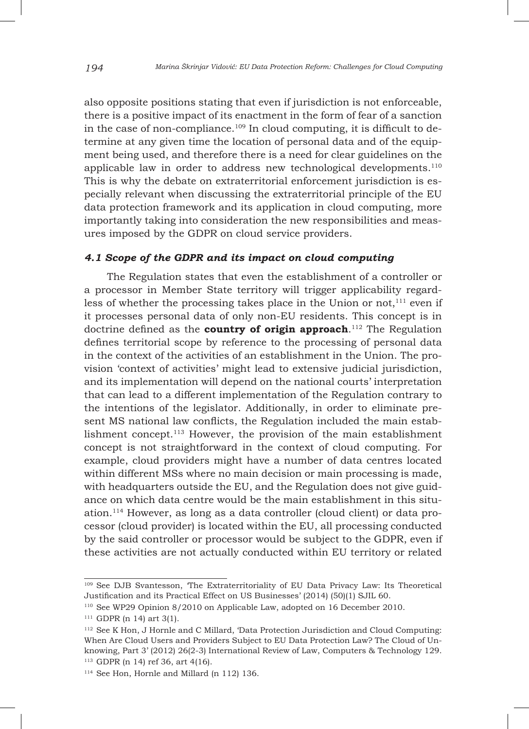also opposite positions stating that even if jurisdiction is not enforceable, there is a positive impact of its enactment in the form of fear of a sanction in the case of non-compliance.[109] In cloud computing, it is difficult to determine at any given time the location of personal data and of the equipment being used, and therefore there is a need for clear guidelines on the applicable law in order to address new technological developments.[110] This is why the debate on extraterritorial enforcement jurisdiction is especially relevant when discussing the extraterritorial principle of the EU data protection framework and its application in cloud computing, more importantly taking into consideration the new responsibilities and measures imposed by the GDPR on cloud service providers.

### *4.1 Scope of the GDPR and its impact on cloud computing*

The Regulation states that even the establishment of a controller or a processor in Member State territory will trigger applicability regardless of whether the processing takes place in the Union or not,[111] even if it processes personal data of only non-EU residents. This concept is in doctrine defined as the **country of origin approach**.[112] The Regulation defines territorial scope by reference to the processing of personal data in the context of the activities of an establishment in the Union. The provision 'context of activities' might lead to extensive judicial jurisdiction, and its implementation will depend on the national courts' interpretation that can lead to a different implementation of the Regulation contrary to the intentions of the legislator. Additionally, in order to eliminate present MS national law conflicts, the Regulation included the main establishment concept.[113] However, the provision of the main establishment concept is not straightforward in the context of cloud computing. For example, cloud providers might have a number of data centres located within different MSs where no main decision or main processing is made, with headquarters outside the EU, and the Regulation does not give guidance on which data centre would be the main establishment in this situation.[114] However, as long as a data controller (cloud client) or data processor (cloud provider) is located within the EU, all processing conducted by the said controller or processor would be subject to the GDPR, even if these activities are not actually conducted within EU territory or related

---

[109] See DJB Svantesson, 'The Extraterritoriality of EU Data Privacy Law: Its Theoretical Justification and its Practical Effect on US Businesses' (2014) (50)(1) SJIL 60.

[110] See WP29 Opinion 8/2010 on Applicable Law, adopted on 16 December 2010.

[111] GDPR (n 14) art 3(1).

[112] See K Hon, J Hornle and C Millard, 'Data Protection Jurisdiction and Cloud Computing: When Are Cloud Users and Providers Subject to EU Data Protection Law? The Cloud of Unknowing, Part 3' (2012) 26(2-3) International Review of Law, Computers & Technology 129.

[113] GDPR (n 14) ref 36, art 4(16).

[114] See Hon, Hornle and Millard (n 112) 136.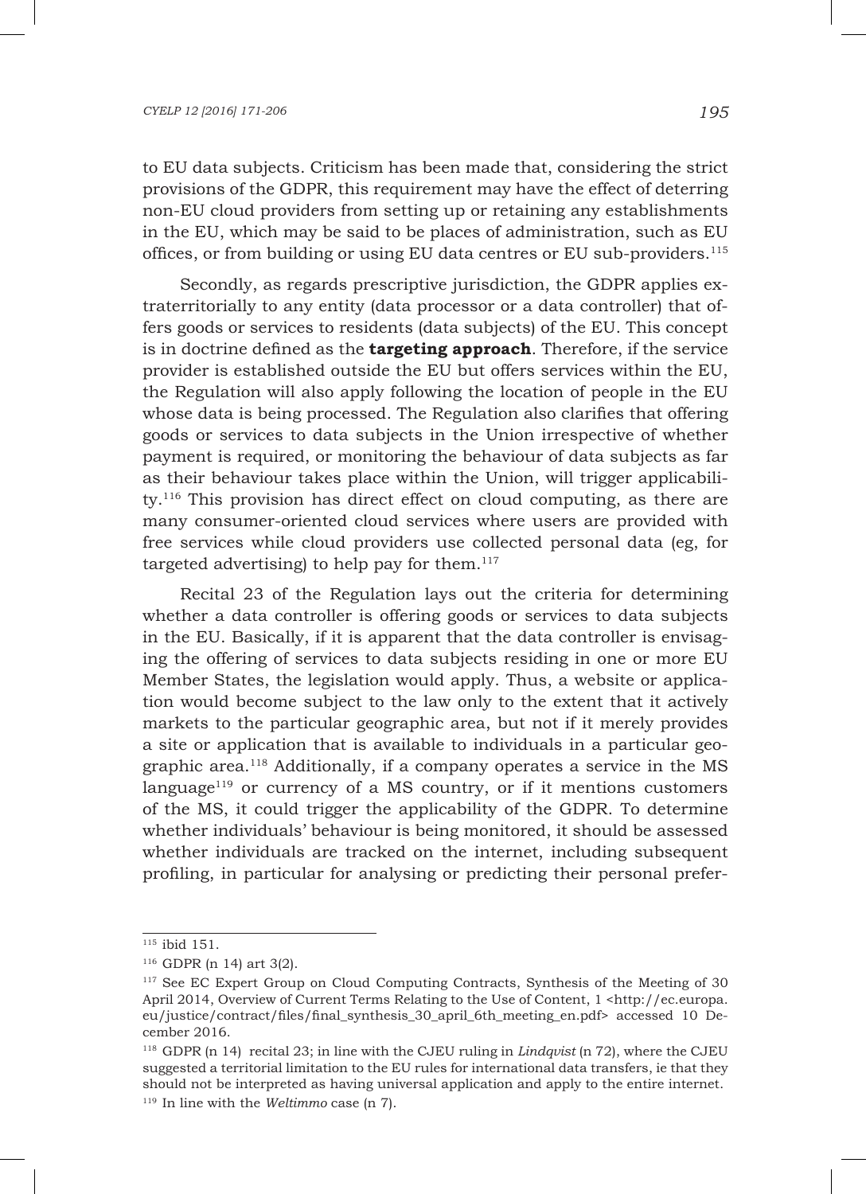to EU data subjects. Criticism has been made that, considering the strict provisions of the GDPR, this requirement may have the effect of deterring non-EU cloud providers from setting up or retaining any establishments in the EU, which may be said to be places of administration, such as EU offices, or from building or using EU data centres or EU sub-providers.[115]

Secondly, as regards prescriptive jurisdiction, the GDPR applies extraterritorially to any entity (data processor or a data controller) that offers goods or services to residents (data subjects) of the EU. This concept is in doctrine defined as the **targeting approach**. Therefore, if the service provider is established outside the EU but offers services within the EU, the Regulation will also apply following the location of people in the EU whose data is being processed. The Regulation also clarifies that offering goods or services to data subjects in the Union irrespective of whether payment is required, or monitoring the behaviour of data subjects as far as their behaviour takes place within the Union, will trigger applicability.[116] This provision has direct effect on cloud computing, as there are many consumer-oriented cloud services where users are provided with free services while cloud providers use collected personal data (eg, for targeted advertising) to help pay for them.[117]

Recital 23 of the Regulation lays out the criteria for determining whether a data controller is offering goods or services to data subjects in the EU. Basically, if it is apparent that the data controller is envisaging the offering of services to data subjects residing in one or more EU Member States, the legislation would apply. Thus, a website or application would become subject to the law only to the extent that it actively markets to the particular geographic area, but not if it merely provides a site or application that is available to individuals in a particular geographic area.[118] Additionally, if a company operates a service in the MS language[119] or currency of a MS country, or if it mentions customers of the MS, it could trigger the applicability of the GDPR. To determine whether individuals' behaviour is being monitored, it should be assessed whether individuals are tracked on the internet, including subsequent profiling, in particular for analysing or predicting their personal prefer-

---

[115] ibid 151.

[116] GDPR (n 14) art 3(2).

[117] See EC Expert Group on Cloud Computing Contracts, Synthesis of the Meeting of 30 April 2014, Overview of Current Terms Relating to the Use of Content, 1 <http://ec.europa.eu/justice/contract/files/final_synthesis_30_april_6th_meeting_en.pdf> accessed 10 December 2016.

[118] GDPR (n 14) recital 23; in line with the CJEU ruling in *Lindqvist* (n 72), where the CJEU suggested a territorial limitation to the EU rules for international data transfers, ie that they should not be interpreted as having universal application and apply to the entire internet.

[119] In line with the *Weltimmo* case (n 7).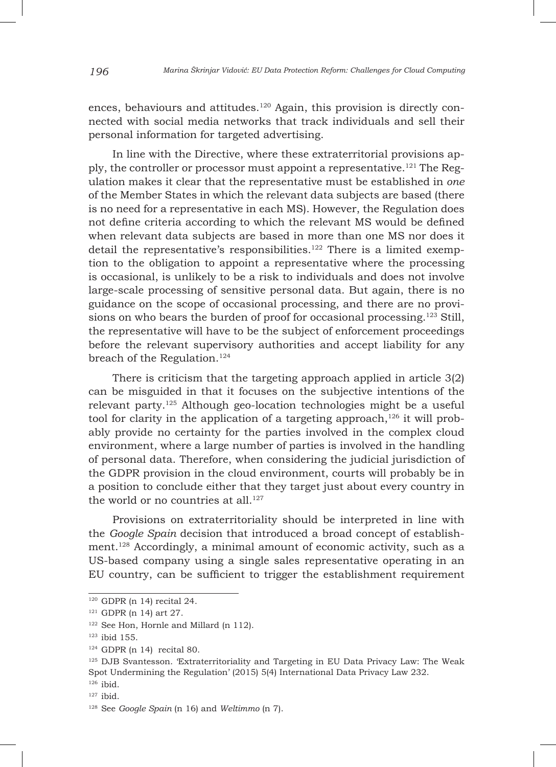ences, behaviours and attitudes.[120] Again, this provision is directly connected with social media networks that track individuals and sell their personal information for targeted advertising.

In line with the Directive, where these extraterritorial provisions apply, the controller or processor must appoint a representative.[121] The Regulation makes it clear that the representative must be established in *one* of the Member States in which the relevant data subjects are based (there is no need for a representative in each MS). However, the Regulation does not define criteria according to which the relevant MS would be defined when relevant data subjects are based in more than one MS nor does it detail the representative's responsibilities.[122] There is a limited exemption to the obligation to appoint a representative where the processing is occasional, is unlikely to be a risk to individuals and does not involve large-scale processing of sensitive personal data. But again, there is no guidance on the scope of occasional processing, and there are no provisions on who bears the burden of proof for occasional processing.[123] Still, the representative will have to be the subject of enforcement proceedings before the relevant supervisory authorities and accept liability for any breach of the Regulation.[124]

There is criticism that the targeting approach applied in article 3(2) can be misguided in that it focuses on the subjective intentions of the relevant party.[125] Although geo-location technologies might be a useful tool for clarity in the application of a targeting approach,[126] it will probably provide no certainty for the parties involved in the complex cloud environment, where a large number of parties is involved in the handling of personal data. Therefore, when considering the judicial jurisdiction of the GDPR provision in the cloud environment, courts will probably be in a position to conclude either that they target just about every country in the world or no countries at all.[127]

Provisions on extraterritoriality should be interpreted in line with the *Google Spain* decision that introduced a broad concept of establishment.[128] Accordingly, a minimal amount of economic activity, such as a US-based company using a single sales representative operating in an EU country, can be sufficient to trigger the establishment requirement

---

[120] GDPR (n 14) recital 24.

[121] GDPR (n 14) art 27.

[122] See Hon, Hornle and Millard (n 112).

[123] ibid 155.

[124] GDPR (n 14) recital 80.

[125] DJB Svantesson. 'Extraterritoriality and Targeting in EU Data Privacy Law: The Weak Spot Undermining the Regulation' (2015) 5(4) International Data Privacy Law 232.

[126] ibid.

[127] ibid.

[128] See *Google Spain* (n 16) and *Weltimmo* (n 7).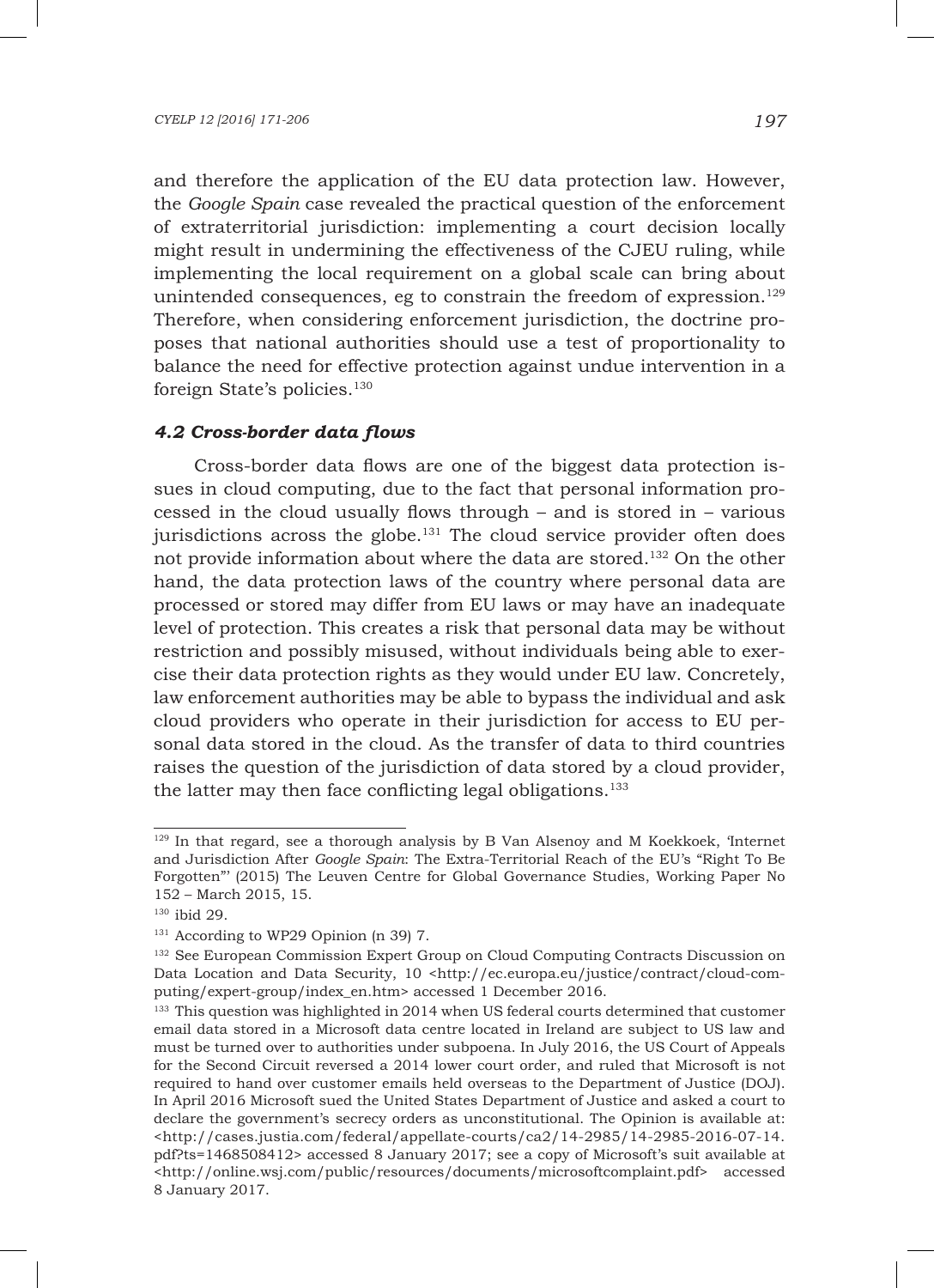and therefore the application of the EU data protection law. However, the *Google Spain* case revealed the practical question of the enforcement of extraterritorial jurisdiction: implementing a court decision locally might result in undermining the effectiveness of the CJEU ruling, while implementing the local requirement on a global scale can bring about unintended consequences, eg to constrain the freedom of expression.[129] Therefore, when considering enforcement jurisdiction, the doctrine proposes that national authorities should use a test of proportionality to balance the need for effective protection against undue intervention in a foreign State's policies.[130]

### *4.2 Cross-border data flows*

Cross-border data flows are one of the biggest data protection issues in cloud computing, due to the fact that personal information processed in the cloud usually flows through – and is stored in – various jurisdictions across the globe.[131] The cloud service provider often does not provide information about where the data are stored.[132] On the other hand, the data protection laws of the country where personal data are processed or stored may differ from EU laws or may have an inadequate level of protection. This creates a risk that personal data may be without restriction and possibly misused, without individuals being able to exercise their data protection rights as they would under EU law. Concretely, law enforcement authorities may be able to bypass the individual and ask cloud providers who operate in their jurisdiction for access to EU personal data stored in the cloud. As the transfer of data to third countries raises the question of the jurisdiction of data stored by a cloud provider, the latter may then face conflicting legal obligations.[133]

---

[129] In that regard, see a thorough analysis by B Van Alsenoy and M Koekkoek, 'Internet and Jurisdiction After *Google Spain*: The Extra-Territorial Reach of the EU's "Right To Be Forgotten"' (2015) The Leuven Centre for Global Governance Studies, Working Paper No 152 – March 2015, 15.

[130] ibid 29.

[131] According to WP29 Opinion (n 39) 7.

[132] See European Commission Expert Group on Cloud Computing Contracts Discussion on Data Location and Data Security, 10 <http://ec.europa.eu/justice/contract/cloud-computing/expert-group/index_en.htm> accessed 1 December 2016.

[133] This question was highlighted in 2014 when US federal courts determined that customer email data stored in a Microsoft data centre located in Ireland are subject to US law and must be turned over to authorities under subpoena. In July 2016, the US Court of Appeals for the Second Circuit reversed a 2014 lower court order, and ruled that Microsoft is not required to hand over customer emails held overseas to the Department of Justice (DOJ). In April 2016 Microsoft sued the United States Department of Justice and asked a court to declare the government's secrecy orders as unconstitutional. The Opinion is available at: <http://cases.justia.com/federal/appellate-courts/ca2/14-2985/14-2985-2016-07-14.pdf?ts=1468508412> accessed 8 January 2017; see a copy of Microsoft's suit available at <http://online.wsj.com/public/resources/documents/microsoftcomplaint.pdf> accessed 8 January 2017.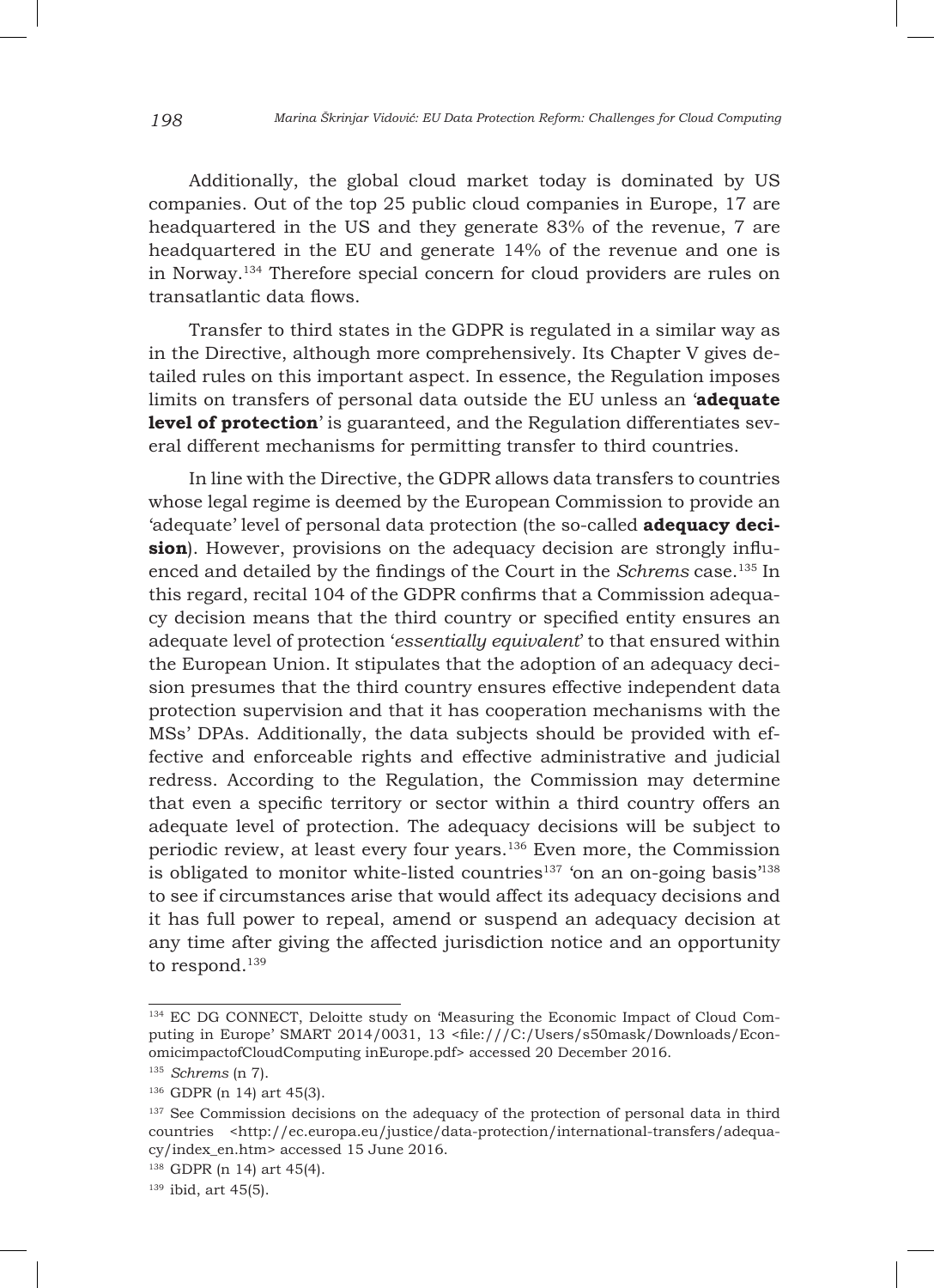Additionally, the global cloud market today is dominated by US companies. Out of the top 25 public cloud companies in Europe, 17 are headquartered in the US and they generate 83% of the revenue, 7 are headquartered in the EU and generate 14% of the revenue and one is in Norway.[134] Therefore special concern for cloud providers are rules on transatlantic data flows.

Transfer to third states in the GDPR is regulated in a similar way as in the Directive, although more comprehensively. Its Chapter V gives detailed rules on this important aspect. In essence, the Regulation imposes limits on transfers of personal data outside the EU unless an '**adequate level of protection**' is guaranteed, and the Regulation differentiates several different mechanisms for permitting transfer to third countries.

In line with the Directive, the GDPR allows data transfers to countries whose legal regime is deemed by the European Commission to provide an 'adequate' level of personal data protection (the so-called **adequacy decision**). However, provisions on the adequacy decision are strongly influenced and detailed by the findings of the Court in the *Schrems* case.[135] In this regard, recital 104 of the GDPR confirms that a Commission adequacy decision means that the third country or specified entity ensures an adequate level of protection '*essentially equivalent*' to that ensured within the European Union. It stipulates that the adoption of an adequacy decision presumes that the third country ensures effective independent data protection supervision and that it has cooperation mechanisms with the MSs' DPAs. Additionally, the data subjects should be provided with effective and enforceable rights and effective administrative and judicial redress. According to the Regulation, the Commission may determine that even a specific territory or sector within a third country offers an adequate level of protection. The adequacy decisions will be subject to periodic review, at least every four years.[136] Even more, the Commission is obligated to monitor white-listed countries[137] 'on an on-going basis'[138] to see if circumstances arise that would affect its adequacy decisions and it has full power to repeal, amend or suspend an adequacy decision at any time after giving the affected jurisdiction notice and an opportunity to respond.[139]

---

[134] EC DG CONNECT, Deloitte study on 'Measuring the Economic Impact of Cloud Computing in Europe' SMART 2014/0031, 13 <file:///C:/Users/s50mask/Downloads/EconomicimpactofCloudComputing inEurope.pdf> accessed 20 December 2016.

[135] *Schrems* (n 7).

[136] GDPR (n 14) art 45(3).

[137] See Commission decisions on the adequacy of the protection of personal data in third countries <http://ec.europa.eu/justice/data-protection/international-transfers/adequacy/index_en.htm> accessed 15 June 2016.

[138] GDPR (n 14) art 45(4).

[139] ibid, art 45(5).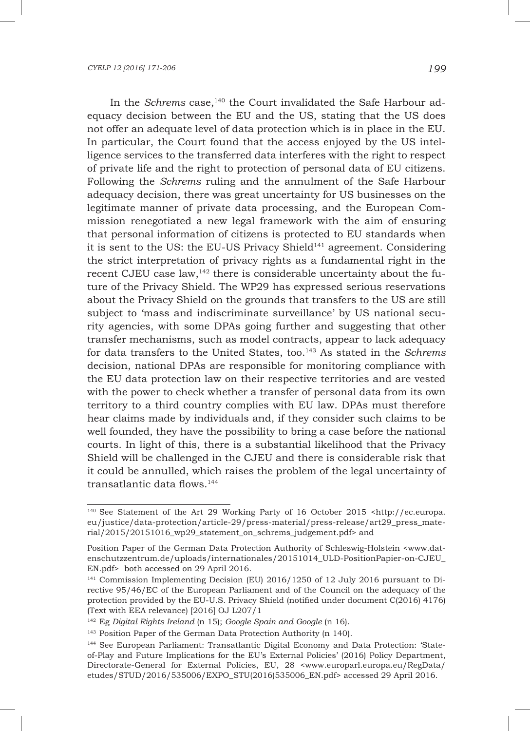In the *Schrems* case,[140] the Court invalidated the Safe Harbour adequacy decision between the EU and the US, stating that the US does not offer an adequate level of data protection which is in place in the EU. In particular, the Court found that the access enjoyed by the US intelligence services to the transferred data interferes with the right to respect of private life and the right to protection of personal data of EU citizens. Following the *Schrems* ruling and the annulment of the Safe Harbour adequacy decision, there was great uncertainty for US businesses on the legitimate manner of private data processing, and the European Commission renegotiated a new legal framework with the aim of ensuring that personal information of citizens is protected to EU standards when it is sent to the US: the EU-US Privacy Shield[141] agreement. Considering the strict interpretation of privacy rights as a fundamental right in the recent CJEU case law,[142] there is considerable uncertainty about the future of the Privacy Shield. The WP29 has expressed serious reservations about the Privacy Shield on the grounds that transfers to the US are still subject to 'mass and indiscriminate surveillance' by US national security agencies, with some DPAs going further and suggesting that other transfer mechanisms, such as model contracts, appear to lack adequacy for data transfers to the United States, too.[143] As stated in the *Schrems* decision, national DPAs are responsible for monitoring compliance with the EU data protection law on their respective territories and are vested with the power to check whether a transfer of personal data from its own territory to a third country complies with EU law. DPAs must therefore hear claims made by individuals and, if they consider such claims to be well founded, they have the possibility to bring a case before the national courts. In light of this, there is a substantial likelihood that the Privacy Shield will be challenged in the CJEU and there is considerable risk that it could be annulled, which raises the problem of the legal uncertainty of transatlantic data flows.[144]

---

[140] See Statement of the Art 29 Working Party of 16 October 2015 <http://ec.europa.eu/justice/data-protection/article-29/press-material/press-release/art29_press_material/2015/20151016_wp29_statement_on_schrems_judgement.pdf> and

Position Paper of the German Data Protection Authority of Schleswig-Holstein <www.datenschutzzentrum.de/uploads/internationales/20151014_ULD-PositionPapier-on-CJEU_EN.pdf> both accessed on 29 April 2016.

[141] Commission Implementing Decision (EU) 2016/1250 of 12 July 2016 pursuant to Directive 95/46/EC of the European Parliament and of the Council on the adequacy of the protection provided by the EU-U.S. Privacy Shield (notified under document C(2016) 4176) (Text with EEA relevance) [2016] OJ L207/1

[142] Eg *Digital Rights Ireland* (n 15); *Google Spain and Google* (n 16).

[143] Position Paper of the German Data Protection Authority (n 140).

[144] See European Parliament: Transatlantic Digital Economy and Data Protection: 'State-of-Play and Future Implications for the EU's External Policies' (2016) Policy Department, Directorate-General for External Policies, EU, 28 <www.europarl.europa.eu/RegData/etudes/STUD/2016/535006/EXPO_STU(2016)535006_EN.pdf> accessed 29 April 2016.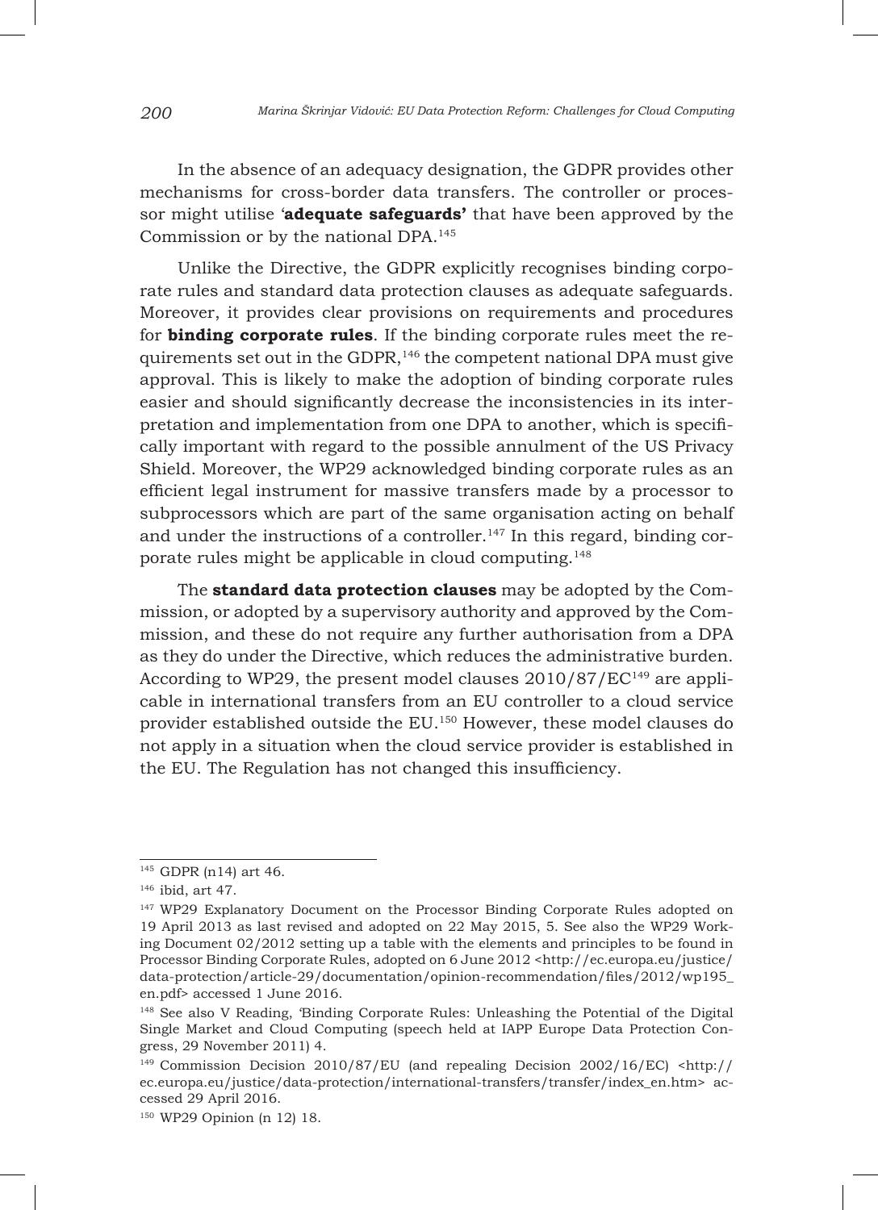In the absence of an adequacy designation, the GDPR provides other mechanisms for cross-border data transfers. The controller or processor might utilise '**adequate safeguards'** that have been approved by the Commission or by the national DPA.[145]

Unlike the Directive, the GDPR explicitly recognises binding corporate rules and standard data protection clauses as adequate safeguards. Moreover, it provides clear provisions on requirements and procedures for **binding corporate rules**. If the binding corporate rules meet the requirements set out in the GDPR,[146] the competent national DPA must give approval. This is likely to make the adoption of binding corporate rules easier and should significantly decrease the inconsistencies in its interpretation and implementation from one DPA to another, which is specifically important with regard to the possible annulment of the US Privacy Shield. Moreover, the WP29 acknowledged binding corporate rules as an efficient legal instrument for massive transfers made by a processor to subprocessors which are part of the same organisation acting on behalf and under the instructions of a controller.[147] In this regard, binding corporate rules might be applicable in cloud computing.[148]

The **standard data protection clauses** may be adopted by the Commission, or adopted by a supervisory authority and approved by the Commission, and these do not require any further authorisation from a DPA as they do under the Directive, which reduces the administrative burden. According to WP29, the present model clauses 2010/87/EC[149] are applicable in international transfers from an EU controller to a cloud service provider established outside the EU.[150] However, these model clauses do not apply in a situation when the cloud service provider is established in the EU. The Regulation has not changed this insufficiency.

---

[145] GDPR (n14) art 46.

[146] ibid, art 47.

[147] WP29 Explanatory Document on the Processor Binding Corporate Rules adopted on 19 April 2013 as last revised and adopted on 22 May 2015, 5. See also the WP29 Working Document 02/2012 setting up a table with the elements and principles to be found in Processor Binding Corporate Rules, adopted on 6 June 2012 <http://ec.europa.eu/justice/data-protection/article-29/documentation/opinion-recommendation/files/2012/wp195_en.pdf> accessed 1 June 2016.

[148] See also V Reading, 'Binding Corporate Rules: Unleashing the Potential of the Digital Single Market and Cloud Computing (speech held at IAPP Europe Data Protection Congress, 29 November 2011) 4.

[149] Commission Decision 2010/87/EU (and repealing Decision 2002/16/EC) <http://ec.europa.eu/justice/data-protection/international-transfers/transfer/index_en.htm> accessed 29 April 2016.

[150] WP29 Opinion (n 12) 18.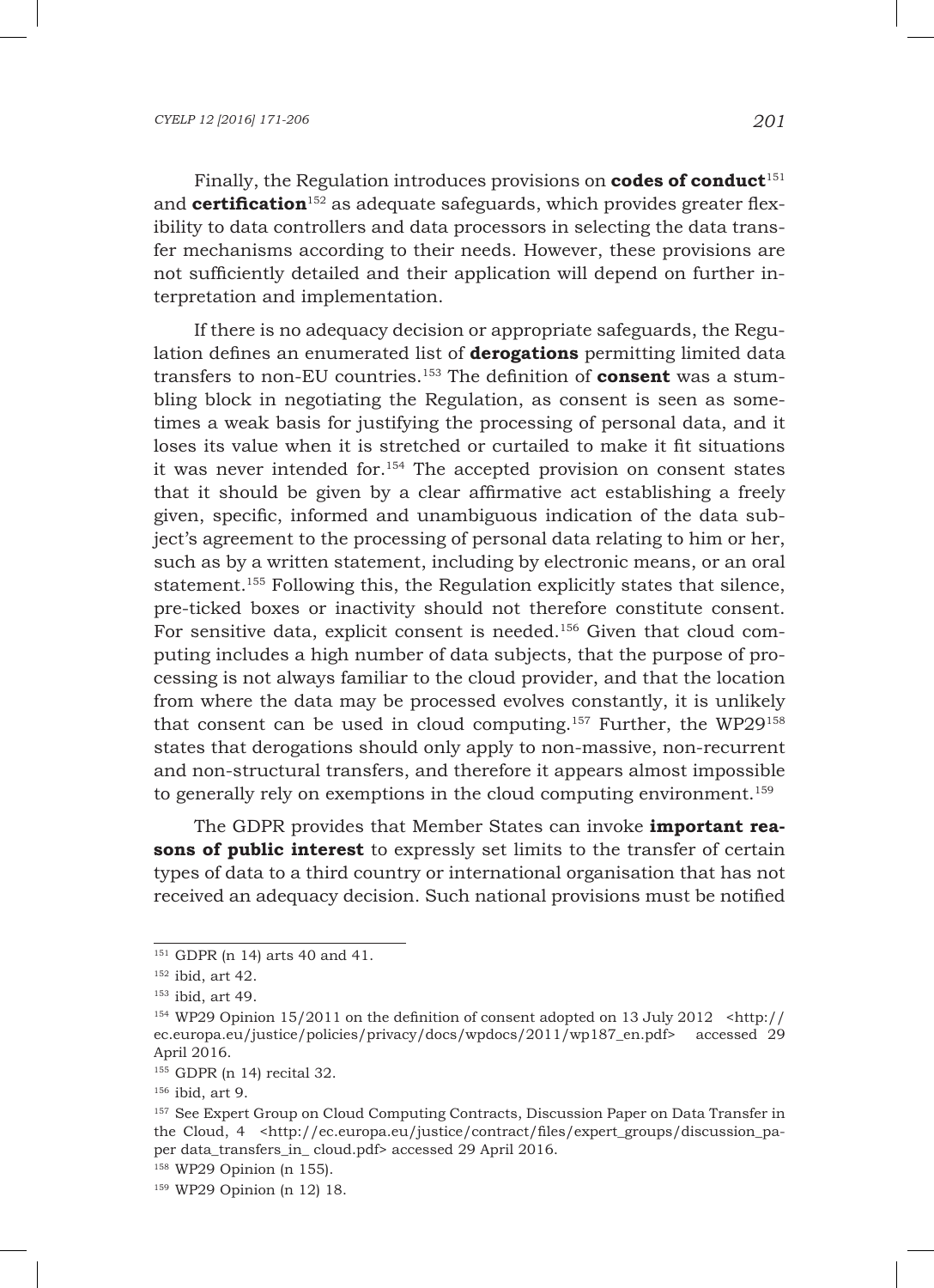Finally, the Regulation introduces provisions on **codes of conduct**[151] and **certification**[152] as adequate safeguards, which provides greater flexibility to data controllers and data processors in selecting the data transfer mechanisms according to their needs. However, these provisions are not sufficiently detailed and their application will depend on further interpretation and implementation.

If there is no adequacy decision or appropriate safeguards, the Regulation defines an enumerated list of **derogations** permitting limited data transfers to non-EU countries.[153] The definition of **consent** was a stumbling block in negotiating the Regulation, as consent is seen as sometimes a weak basis for justifying the processing of personal data, and it loses its value when it is stretched or curtailed to make it fit situations it was never intended for.[154] The accepted provision on consent states that it should be given by a clear affirmative act establishing a freely given, specific, informed and unambiguous indication of the data subject's agreement to the processing of personal data relating to him or her, such as by a written statement, including by electronic means, or an oral statement.[155] Following this, the Regulation explicitly states that silence, pre-ticked boxes or inactivity should not therefore constitute consent. For sensitive data, explicit consent is needed.[156] Given that cloud computing includes a high number of data subjects, that the purpose of processing is not always familiar to the cloud provider, and that the location from where the data may be processed evolves constantly, it is unlikely that consent can be used in cloud computing.[157] Further, the WP29[158] states that derogations should only apply to non-massive, non-recurrent and non-structural transfers, and therefore it appears almost impossible to generally rely on exemptions in the cloud computing environment.[159]

The GDPR provides that Member States can invoke **important reasons of public interest** to expressly set limits to the transfer of certain types of data to a third country or international organisation that has not received an adequacy decision. Such national provisions must be notified

---

[151] GDPR (n 14) arts 40 and 41.

[152] ibid, art 42.

[153] ibid, art 49.

[154] WP29 Opinion 15/2011 on the definition of consent adopted on 13 July 2012 <http://ec.europa.eu/justice/policies/privacy/docs/wpdocs/2011/wp187_en.pdf> accessed 29 April 2016.

[155] GDPR (n 14) recital 32.

[156] ibid, art 9.

[157] See Expert Group on Cloud Computing Contracts, Discussion Paper on Data Transfer in the Cloud, 4 <http://ec.europa.eu/justice/contract/files/expert_groups/discussion_paper data_transfers_in_ cloud.pdf> accessed 29 April 2016.

[158] WP29 Opinion (n 155).

[159] WP29 Opinion (n 12) 18.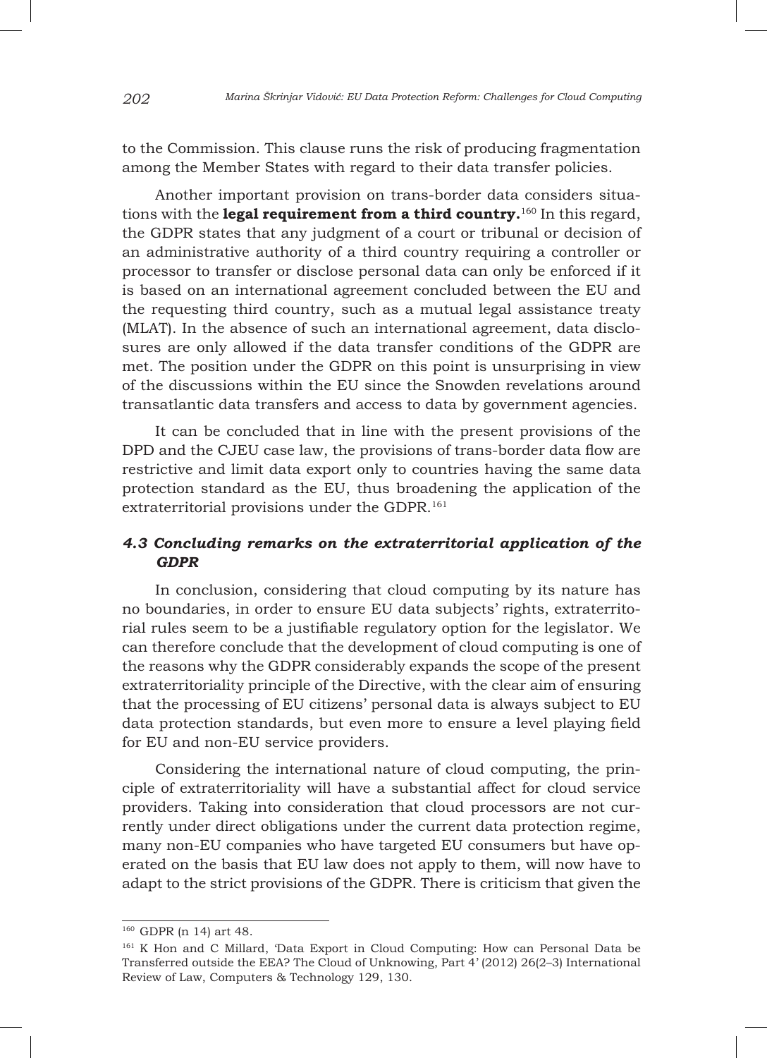to the Commission. This clause runs the risk of producing fragmentation among the Member States with regard to their data transfer policies.

Another important provision on trans-border data considers situations with the **legal requirement from a third country.**[160] In this regard, the GDPR states that any judgment of a court or tribunal or decision of an administrative authority of a third country requiring a controller or processor to transfer or disclose personal data can only be enforced if it is based on an international agreement concluded between the EU and the requesting third country, such as a mutual legal assistance treaty (MLAT). In the absence of such an international agreement, data disclosures are only allowed if the data transfer conditions of the GDPR are met. The position under the GDPR on this point is unsurprising in view of the discussions within the EU since the Snowden revelations around transatlantic data transfers and access to data by government agencies.

It can be concluded that in line with the present provisions of the DPD and the CJEU case law, the provisions of trans-border data flow are restrictive and limit data export only to countries having the same data protection standard as the EU, thus broadening the application of the extraterritorial provisions under the GDPR.[161]

### *4.3 Concluding remarks on the extraterritorial application of the GDPR*

In conclusion, considering that cloud computing by its nature has no boundaries, in order to ensure EU data subjects' rights, extraterritorial rules seem to be a justifiable regulatory option for the legislator. We can therefore conclude that the development of cloud computing is one of the reasons why the GDPR considerably expands the scope of the present extraterritoriality principle of the Directive, with the clear aim of ensuring that the processing of EU citizens' personal data is always subject to EU data protection standards, but even more to ensure a level playing field for EU and non-EU service providers.

Considering the international nature of cloud computing, the principle of extraterritoriality will have a substantial affect for cloud service providers. Taking into consideration that cloud processors are not currently under direct obligations under the current data protection regime, many non-EU companies who have targeted EU consumers but have operated on the basis that EU law does not apply to them, will now have to adapt to the strict provisions of the GDPR. There is criticism that given the

---

[160] GDPR (n 14) art 48.

[161] K Hon and C Millard, 'Data Export in Cloud Computing: How can Personal Data be Transferred outside the EEA? The Cloud of Unknowing, Part 4' (2012) 26(2–3) International Review of Law, Computers & Technology 129, 130.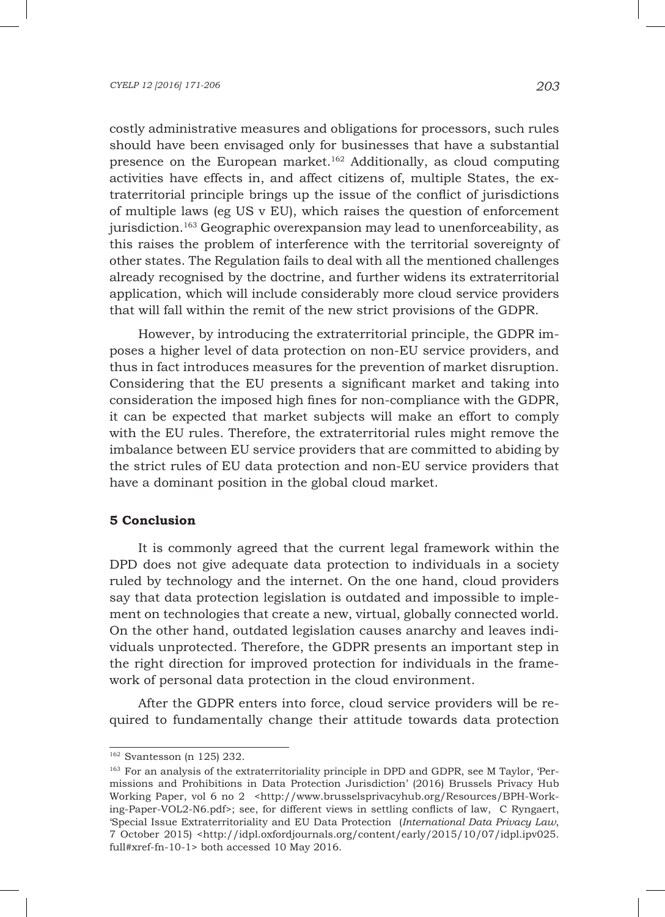costly administrative measures and obligations for processors, such rules should have been envisaged only for businesses that have a substantial presence on the European market.[162] Additionally, as cloud computing activities have effects in, and affect citizens of, multiple States, the extraterritorial principle brings up the issue of the conflict of jurisdictions of multiple laws (eg US v EU), which raises the question of enforcement jurisdiction.[163] Geographic overexpansion may lead to unenforceability, as this raises the problem of interference with the territorial sovereignty of other states. The Regulation fails to deal with all the mentioned challenges already recognised by the doctrine, and further widens its extraterritorial application, which will include considerably more cloud service providers that will fall within the remit of the new strict provisions of the GDPR.

However, by introducing the extraterritorial principle, the GDPR imposes a higher level of data protection on non-EU service providers, and thus in fact introduces measures for the prevention of market disruption. Considering that the EU presents a significant market and taking into consideration the imposed high fines for non-compliance with the GDPR, it can be expected that market subjects will make an effort to comply with the EU rules. Therefore, the extraterritorial rules might remove the imbalance between EU service providers that are committed to abiding by the strict rules of EU data protection and non-EU service providers that have a dominant position in the global cloud market.

## 5 Conclusion

It is commonly agreed that the current legal framework within the DPD does not give adequate data protection to individuals in a society ruled by technology and the internet. On the one hand, cloud providers say that data protection legislation is outdated and impossible to implement on technologies that create a new, virtual, globally connected world. On the other hand, outdated legislation causes anarchy and leaves individuals unprotected. Therefore, the GDPR presents an important step in the right direction for improved protection for individuals in the framework of personal data protection in the cloud environment.

After the GDPR enters into force, cloud service providers will be required to fundamentally change their attitude towards data protection

---

[162] Svantesson (n 125) 232.

[163] For an analysis of the extraterritoriality principle in DPD and GDPR, see M Taylor, 'Permissions and Prohibitions in Data Protection Jurisdiction' (2016) Brussels Privacy Hub Working Paper, vol 6 no 2 <http://www.brusselsprivacyhub.org/Resources/BPH-Working-Paper-VOL2-N6.pdf>; see, for different views in settling conflicts of law, C Ryngaert, 'Special Issue Extraterritoriality and EU Data Protection (*International Data Privacy Law*, 7 October 2015) <http://idpl.oxfordjournals.org/content/early/2015/10/07/idpl.ipv025.full#xref-fn-10-1> both accessed 10 May 2016.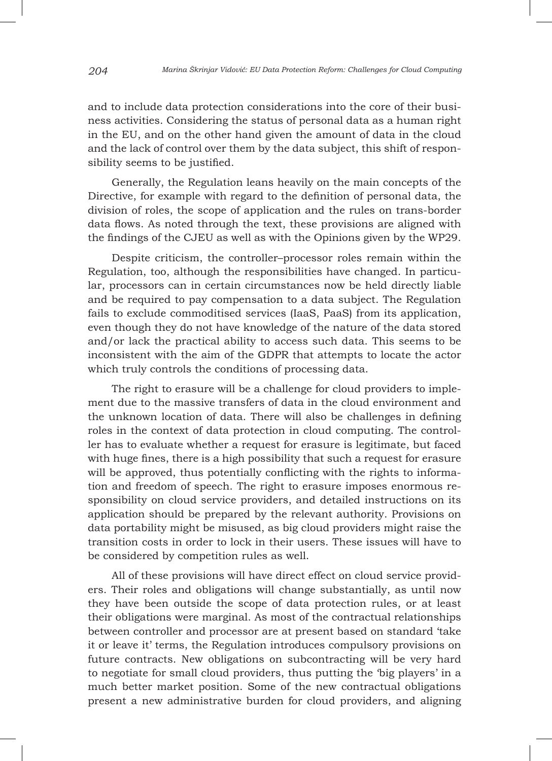and to include data protection considerations into the core of their business activities. Considering the status of personal data as a human right in the EU, and on the other hand given the amount of data in the cloud and the lack of control over them by the data subject, this shift of responsibility seems to be justified.

Generally, the Regulation leans heavily on the main concepts of the Directive, for example with regard to the definition of personal data, the division of roles, the scope of application and the rules on trans-border data flows. As noted through the text, these provisions are aligned with the findings of the CJEU as well as with the Opinions given by the WP29.

Despite criticism, the controller–processor roles remain within the Regulation, too, although the responsibilities have changed. In particular, processors can in certain circumstances now be held directly liable and be required to pay compensation to a data subject. The Regulation fails to exclude commoditised services (IaaS, PaaS) from its application, even though they do not have knowledge of the nature of the data stored and/or lack the practical ability to access such data. This seems to be inconsistent with the aim of the GDPR that attempts to locate the actor which truly controls the conditions of processing data.

The right to erasure will be a challenge for cloud providers to implement due to the massive transfers of data in the cloud environment and the unknown location of data. There will also be challenges in defining roles in the context of data protection in cloud computing. The controller has to evaluate whether a request for erasure is legitimate, but faced with huge fines, there is a high possibility that such a request for erasure will be approved, thus potentially conflicting with the rights to information and freedom of speech. The right to erasure imposes enormous responsibility on cloud service providers, and detailed instructions on its application should be prepared by the relevant authority. Provisions on data portability might be misused, as big cloud providers might raise the transition costs in order to lock in their users. These issues will have to be considered by competition rules as well.

All of these provisions will have direct effect on cloud service providers. Their roles and obligations will change substantially, as until now they have been outside the scope of data protection rules, or at least their obligations were marginal. As most of the contractual relationships between controller and processor are at present based on standard 'take it or leave it' terms, the Regulation introduces compulsory provisions on future contracts. New obligations on subcontracting will be very hard to negotiate for small cloud providers, thus putting the 'big players' in a much better market position. Some of the new contractual obligations present a new administrative burden for cloud providers, and aligning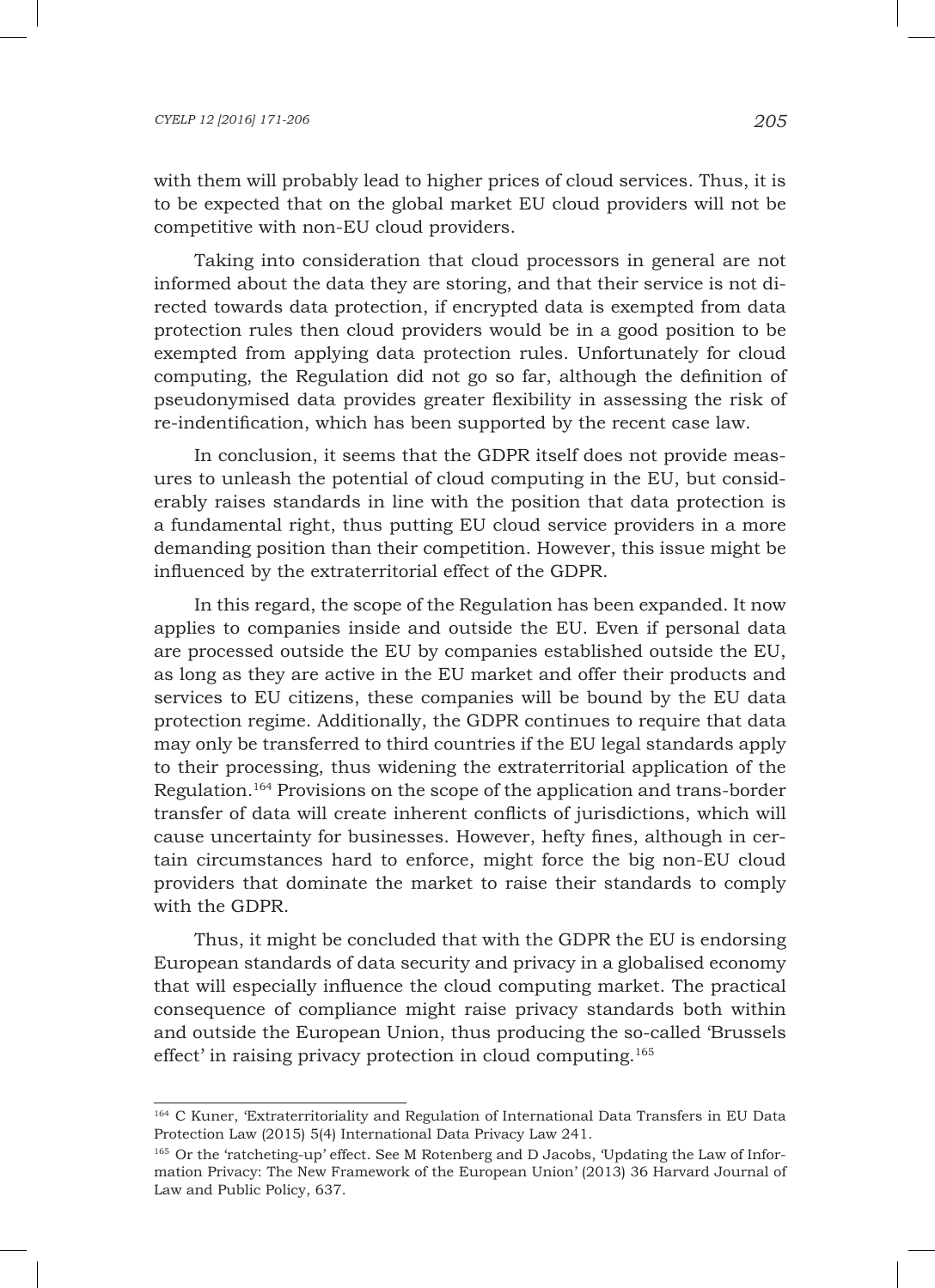with them will probably lead to higher prices of cloud services. Thus, it is to be expected that on the global market EU cloud providers will not be competitive with non-EU cloud providers.

Taking into consideration that cloud processors in general are not informed about the data they are storing, and that their service is not directed towards data protection, if encrypted data is exempted from data protection rules then cloud providers would be in a good position to be exempted from applying data protection rules. Unfortunately for cloud computing, the Regulation did not go so far, although the definition of pseudonymised data provides greater flexibility in assessing the risk of re-indentification, which has been supported by the recent case law.

In conclusion, it seems that the GDPR itself does not provide measures to unleash the potential of cloud computing in the EU, but considerably raises standards in line with the position that data protection is a fundamental right, thus putting EU cloud service providers in a more demanding position than their competition. However, this issue might be influenced by the extraterritorial effect of the GDPR.

In this regard, the scope of the Regulation has been expanded. It now applies to companies inside and outside the EU. Even if personal data are processed outside the EU by companies established outside the EU, as long as they are active in the EU market and offer their products and services to EU citizens, these companies will be bound by the EU data protection regime. Additionally, the GDPR continues to require that data may only be transferred to third countries if the EU legal standards apply to their processing, thus widening the extraterritorial application of the Regulation.[164] Provisions on the scope of the application and trans-border transfer of data will create inherent conflicts of jurisdictions, which will cause uncertainty for businesses. However, hefty fines, although in certain circumstances hard to enforce, might force the big non-EU cloud providers that dominate the market to raise their standards to comply with the GDPR.

Thus, it might be concluded that with the GDPR the EU is endorsing European standards of data security and privacy in a globalised economy that will especially influence the cloud computing market. The practical consequence of compliance might raise privacy standards both within and outside the European Union, thus producing the so-called 'Brussels effect' in raising privacy protection in cloud computing.[165]

---

[164] C Kuner, 'Extraterritoriality and Regulation of International Data Transfers in EU Data Protection Law (2015) 5(4) International Data Privacy Law 241.

[165] Or the 'ratcheting-up' effect. See M Rotenberg and D Jacobs, 'Updating the Law of Information Privacy: The New Framework of the European Union' (2013) 36 Harvard Journal of Law and Public Policy, 637.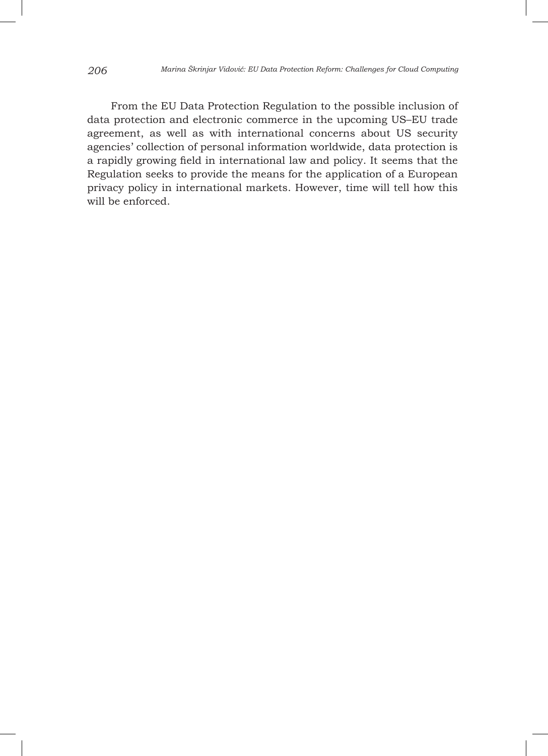From the EU Data Protection Regulation to the possible inclusion of data protection and electronic commerce in the upcoming US–EU trade agreement, as well as with international concerns about US security agencies' collection of personal information worldwide, data protection is a rapidly growing field in international law and policy. It seems that the Regulation seeks to provide the means for the application of a European privacy policy in international markets. However, time will tell how this will be enforced.